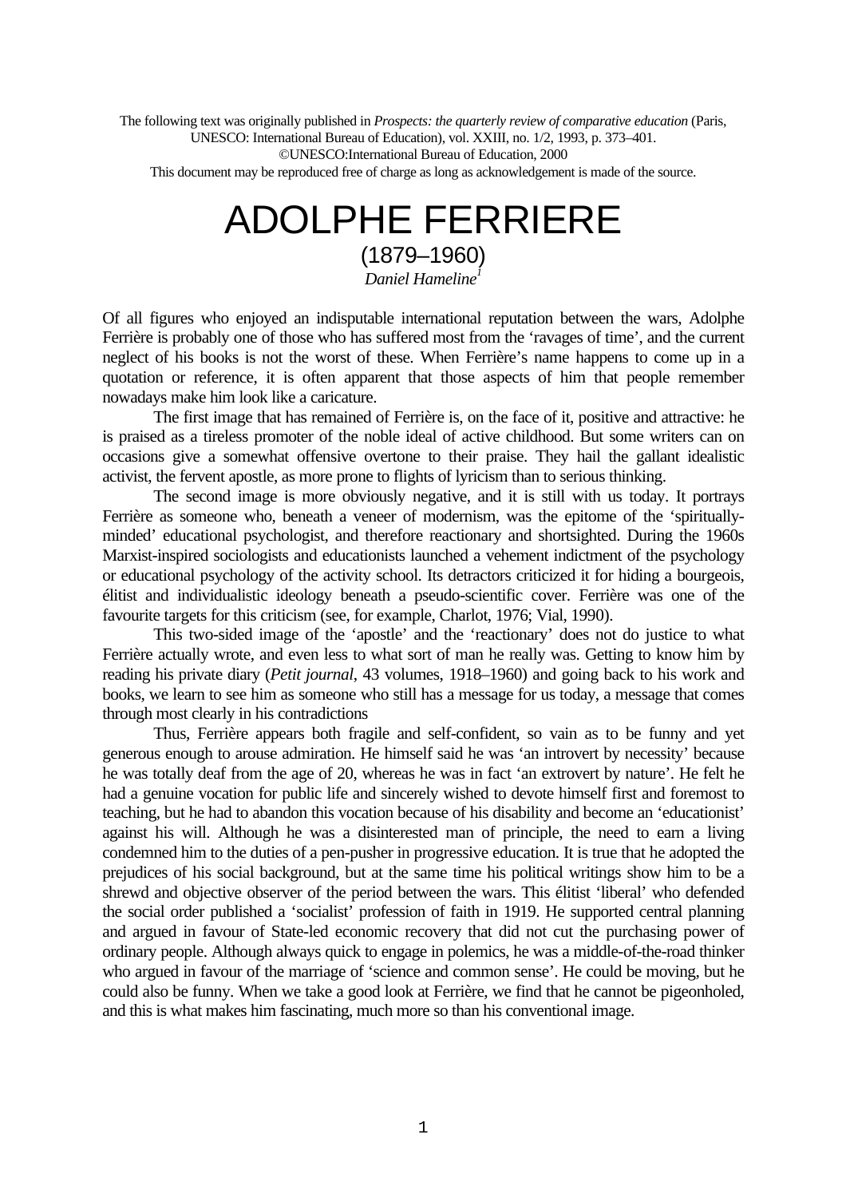The following text was originally published in *Prospects: the quarterly review of comparative education* (Paris, UNESCO: International Bureau of Education), vol. XXIII, no. 1/2, 1993, p. 373–401.
©UNESCO:International Bureau of Education, 2000
This document may be reproduced free of charge as long as acknowledgement is made of the source.

# ADOLPHE FERRIERE

## (1879–1960)

*Daniel Hameline*[1]

Of all figures who enjoyed an indisputable international reputation between the wars, Adolphe Ferrière is probably one of those who has suffered most from the 'ravages of time', and the current neglect of his books is not the worst of these. When Ferrière's name happens to come up in a quotation or reference, it is often apparent that those aspects of him that people remember nowadays make him look like a caricature.

The first image that has remained of Ferrière is, on the face of it, positive and attractive: he is praised as a tireless promoter of the noble ideal of active childhood. But some writers can on occasions give a somewhat offensive overtone to their praise. They hail the gallant idealistic activist, the fervent apostle, as more prone to flights of lyricism than to serious thinking.

The second image is more obviously negative, and it is still with us today. It portrays Ferrière as someone who, beneath a veneer of modernism, was the epitome of the 'spiritually-minded' educational psychologist, and therefore reactionary and shortsighted. During the 1960s Marxist-inspired sociologists and educationists launched a vehement indictment of the psychology or educational psychology of the activity school. Its detractors criticized it for hiding a bourgeois, élitist and individualistic ideology beneath a pseudo-scientific cover. Ferrière was one of the favourite targets for this criticism (see, for example, Charlot, 1976; Vial, 1990).

This two-sided image of the 'apostle' and the 'reactionary' does not do justice to what Ferrière actually wrote, and even less to what sort of man he really was. Getting to know him by reading his private diary (*Petit journal*, 43 volumes, 1918–1960) and going back to his work and books, we learn to see him as someone who still has a message for us today, a message that comes through most clearly in his contradictions

Thus, Ferrière appears both fragile and self-confident, so vain as to be funny and yet generous enough to arouse admiration. He himself said he was 'an introvert by necessity' because he was totally deaf from the age of 20, whereas he was in fact 'an extrovert by nature'. He felt he had a genuine vocation for public life and sincerely wished to devote himself first and foremost to teaching, but he had to abandon this vocation because of his disability and become an 'educationist' against his will. Although he was a disinterested man of principle, the need to earn a living condemned him to the duties of a pen-pusher in progressive education. It is true that he adopted the prejudices of his social background, but at the same time his political writings show him to be a shrewd and objective observer of the period between the wars. This élitist 'liberal' who defended the social order published a 'socialist' profession of faith in 1919. He supported central planning and argued in favour of State-led economic recovery that did not cut the purchasing power of ordinary people. Although always quick to engage in polemics, he was a middle-of-the-road thinker who argued in favour of the marriage of 'science and common sense'. He could be moving, but he could also be funny. When we take a good look at Ferrière, we find that he cannot be pigeonholed, and this is what makes him fascinating, much more so than his conventional image.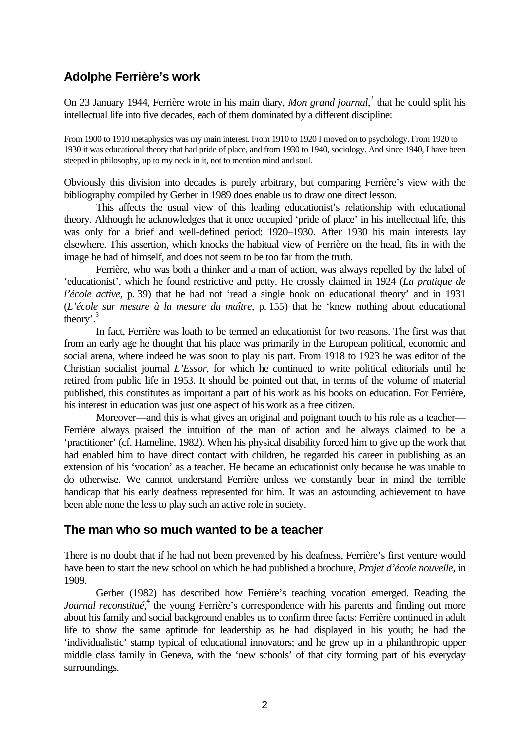## Adolphe Ferrière's work

On 23 January 1944, Ferrière wrote in his main diary, *Mon grand journal*,[2] that he could split his intellectual life into five decades, each of them dominated by a different discipline:

> From 1900 to 1910 metaphysics was my main interest. From 1910 to 1920 I moved on to psychology. From 1920 to 1930 it was educational theory that had pride of place, and from 1930 to 1940, sociology. And since 1940, I have been steeped in philosophy, up to my neck in it, not to mention mind and soul.

Obviously this division into decades is purely arbitrary, but comparing Ferrière's view with the bibliography compiled by Gerber in 1989 does enable us to draw one direct lesson.

This affects the usual view of this leading educationist's relationship with educational theory. Although he acknowledges that it once occupied 'pride of place' in his intellectual life, this was only for a brief and well-defined period: 1920–1930. After 1930 his main interests lay elsewhere. This assertion, which knocks the habitual view of Ferrière on the head, fits in with the image he had of himself, and does not seem to be too far from the truth.

Ferrière, who was both a thinker and a man of action, was always repelled by the label of 'educationist', which he found restrictive and petty. He crossly claimed in 1924 (*La pratique de l'école active,* p. 39) that he had not 'read a single book on educational theory' and in 1931 (*L'école sur mesure à la mesure du maître*, p. 155) that he 'knew nothing about educational theory'.[3]

In fact, Ferrière was loath to be termed an educationist for two reasons. The first was that from an early age he thought that his place was primarily in the European political, economic and social arena, where indeed he was soon to play his part. From 1918 to 1923 he was editor of the Christian socialist journal *L'Essor*, for which he continued to write political editorials until he retired from public life in 1953. It should be pointed out that, in terms of the volume of material published, this constitutes as important a part of his work as his books on education. For Ferrière, his interest in education was just one aspect of his work as a free citizen.

Moreover—and this is what gives an original and poignant touch to his role as a teacher—Ferrière always praised the intuition of the man of action and he always claimed to be a 'practitioner' (cf. Hameline, 1982). When his physical disability forced him to give up the work that had enabled him to have direct contact with children, he regarded his career in publishing as an extension of his 'vocation' as a teacher. He became an educationist only because he was unable to do otherwise. We cannot understand Ferrière unless we constantly bear in mind the terrible handicap that his early deafness represented for him. It was an astounding achievement to have been able none the less to play such an active role in society.

## The man who so much wanted to be a teacher

There is no doubt that if he had not been prevented by his deafness, Ferrière's first venture would have been to start the new school on which he had published a brochure, *Projet d'école nouvelle*, in 1909.

Gerber (1982) has described how Ferrière's teaching vocation emerged. Reading the *Journal reconstitué*,[4] the young Ferrière's correspondence with his parents and finding out more about his family and social background enables us to confirm three facts: Ferrière continued in adult life to show the same aptitude for leadership as he had displayed in his youth; he had the 'individualistic' stamp typical of educational innovators; and he grew up in a philanthropic upper middle class family in Geneva, with the 'new schools' of that city forming part of his everyday surroundings.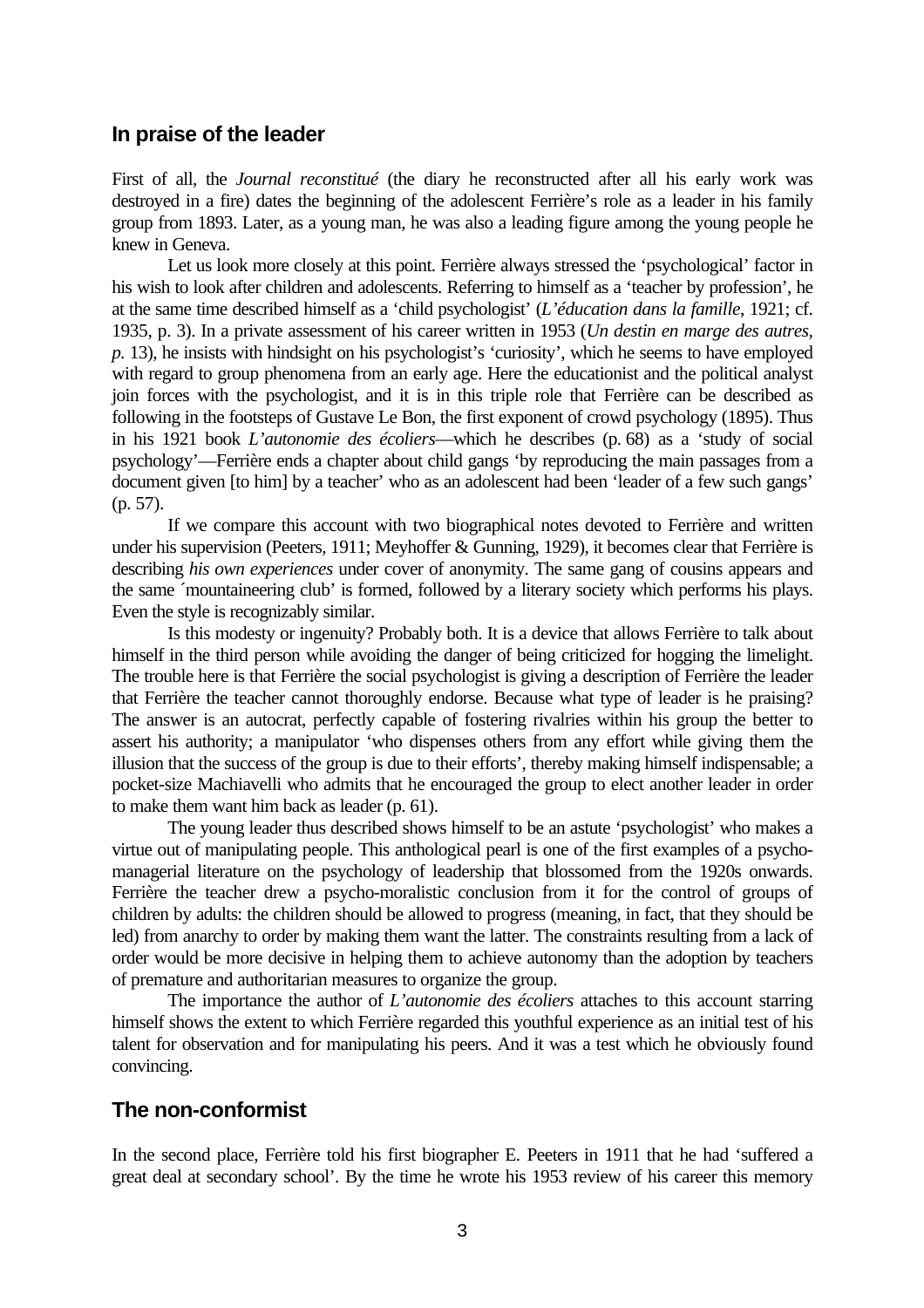## In praise of the leader

First of all, the *Journal reconstitué* (the diary he reconstructed after all his early work was destroyed in a fire) dates the beginning of the adolescent Ferrière's role as a leader in his family group from 1893. Later, as a young man, he was also a leading figure among the young people he knew in Geneva.

Let us look more closely at this point. Ferrière always stressed the 'psychological' factor in his wish to look after children and adolescents. Referring to himself as a 'teacher by profession', he at the same time described himself as a 'child psychologist' (*L'éducation dans la famille*, 1921; cf. 1935, p. 3). In a private assessment of his career written in 1953 (*Un destin en marge des autres, p.* 13), he insists with hindsight on his psychologist's 'curiosity', which he seems to have employed with regard to group phenomena from an early age. Here the educationist and the political analyst join forces with the psychologist, and it is in this triple role that Ferrière can be described as following in the footsteps of Gustave Le Bon, the first exponent of crowd psychology (1895). Thus in his 1921 book *L'autonomie des écoliers*—which he describes (p. 68) as a 'study of social psychology'—Ferrière ends a chapter about child gangs 'by reproducing the main passages from a document given [to him] by a teacher' who as an adolescent had been 'leader of a few such gangs' (p. 57).

If we compare this account with two biographical notes devoted to Ferrière and written under his supervision (Peeters, 1911; Meyhoffer & Gunning, 1929), it becomes clear that Ferrière is describing *his own experiences* under cover of anonymity. The same gang of cousins appears and the same ´mountaineering club' is formed, followed by a literary society which performs his plays. Even the style is recognizably similar.

Is this modesty or ingenuity? Probably both. It is a device that allows Ferrière to talk about himself in the third person while avoiding the danger of being criticized for hogging the limelight. The trouble here is that Ferrière the social psychologist is giving a description of Ferrière the leader that Ferrière the teacher cannot thoroughly endorse. Because what type of leader is he praising? The answer is an autocrat, perfectly capable of fostering rivalries within his group the better to assert his authority; a manipulator 'who dispenses others from any effort while giving them the illusion that the success of the group is due to their efforts', thereby making himself indispensable; a pocket-size Machiavelli who admits that he encouraged the group to elect another leader in order to make them want him back as leader (p. 61).

The young leader thus described shows himself to be an astute 'psychologist' who makes a virtue out of manipulating people. This anthological pearl is one of the first examples of a psycho-managerial literature on the psychology of leadership that blossomed from the 1920s onwards. Ferrière the teacher drew a psycho-moralistic conclusion from it for the control of groups of children by adults: the children should be allowed to progress (meaning, in fact, that they should be led) from anarchy to order by making them want the latter. The constraints resulting from a lack of order would be more decisive in helping them to achieve autonomy than the adoption by teachers of premature and authoritarian measures to organize the group.

The importance the author of *L'autonomie des écoliers* attaches to this account starring himself shows the extent to which Ferrière regarded this youthful experience as an initial test of his talent for observation and for manipulating his peers. And it was a test which he obviously found convincing.

## The non-conformist

In the second place, Ferrière told his first biographer E. Peeters in 1911 that he had 'suffered a great deal at secondary school'. By the time he wrote his 1953 review of his career this memory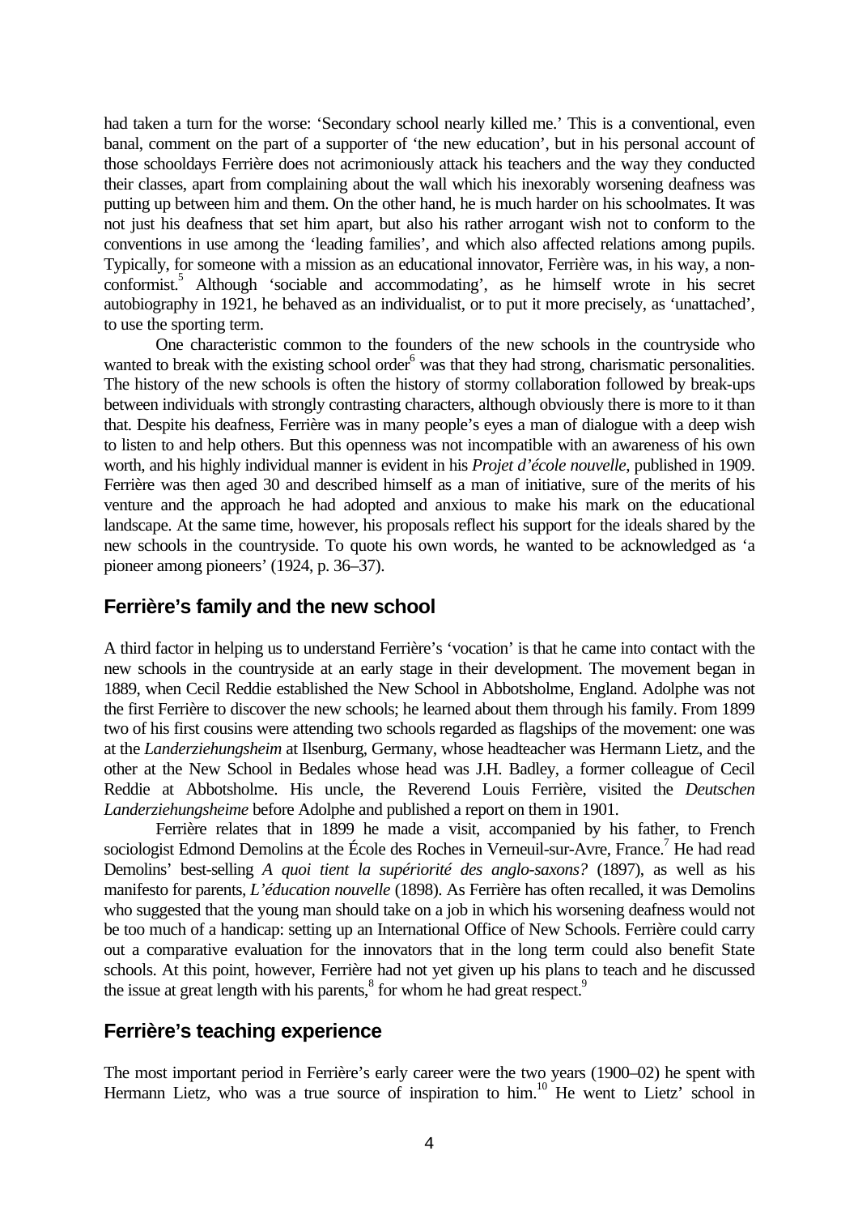had taken a turn for the worse: 'Secondary school nearly killed me.' This is a conventional, even banal, comment on the part of a supporter of 'the new education', but in his personal account of those schooldays Ferrière does not acrimoniously attack his teachers and the way they conducted their classes, apart from complaining about the wall which his inexorably worsening deafness was putting up between him and them. On the other hand, he is much harder on his schoolmates. It was not just his deafness that set him apart, but also his rather arrogant wish not to conform to the conventions in use among the 'leading families', and which also affected relations among pupils. Typically, for someone with a mission as an educational innovator, Ferrière was, in his way, a non-conformist.[5] Although 'sociable and accommodating', as he himself wrote in his secret autobiography in 1921, he behaved as an individualist, or to put it more precisely, as 'unattached', to use the sporting term.

One characteristic common to the founders of the new schools in the countryside who wanted to break with the existing school order[6] was that they had strong, charismatic personalities. The history of the new schools is often the history of stormy collaboration followed by break-ups between individuals with strongly contrasting characters, although obviously there is more to it than that. Despite his deafness, Ferrière was in many people's eyes a man of dialogue with a deep wish to listen to and help others. But this openness was not incompatible with an awareness of his own worth, and his highly individual manner is evident in his *Projet d'école nouvelle*, published in 1909. Ferrière was then aged 30 and described himself as a man of initiative, sure of the merits of his venture and the approach he had adopted and anxious to make his mark on the educational landscape. At the same time, however, his proposals reflect his support for the ideals shared by the new schools in the countryside. To quote his own words, he wanted to be acknowledged as 'a pioneer among pioneers' (1924, p. 36–37).

## Ferrière's family and the new school

A third factor in helping us to understand Ferrière's 'vocation' is that he came into contact with the new schools in the countryside at an early stage in their development. The movement began in 1889, when Cecil Reddie established the New School in Abbotsholme, England. Adolphe was not the first Ferrière to discover the new schools; he learned about them through his family. From 1899 two of his first cousins were attending two schools regarded as flagships of the movement: one was at the *Landerziehungsheim* at Ilsenburg, Germany, whose headteacher was Hermann Lietz, and the other at the New School in Bedales whose head was J.H. Badley, a former colleague of Cecil Reddie at Abbotsholme. His uncle, the Reverend Louis Ferrière, visited the *Deutschen Landerziehungsheime* before Adolphe and published a report on them in 1901.

Ferrière relates that in 1899 he made a visit, accompanied by his father, to French sociologist Edmond Demolins at the École des Roches in Verneuil-sur-Avre, France.[7] He had read Demolins' best-selling *A quoi tient la supériorité des anglo-saxons?* (1897), as well as his manifesto for parents, *L'éducation nouvelle* (1898). As Ferrière has often recalled, it was Demolins who suggested that the young man should take on a job in which his worsening deafness would not be too much of a handicap: setting up an International Office of New Schools. Ferrière could carry out a comparative evaluation for the innovators that in the long term could also benefit State schools. At this point, however, Ferrière had not yet given up his plans to teach and he discussed the issue at great length with his parents,[8] for whom he had great respect.[9]

## Ferrière's teaching experience

The most important period in Ferrière's early career were the two years (1900–02) he spent with Hermann Lietz, who was a true source of inspiration to him.[10] He went to Lietz' school in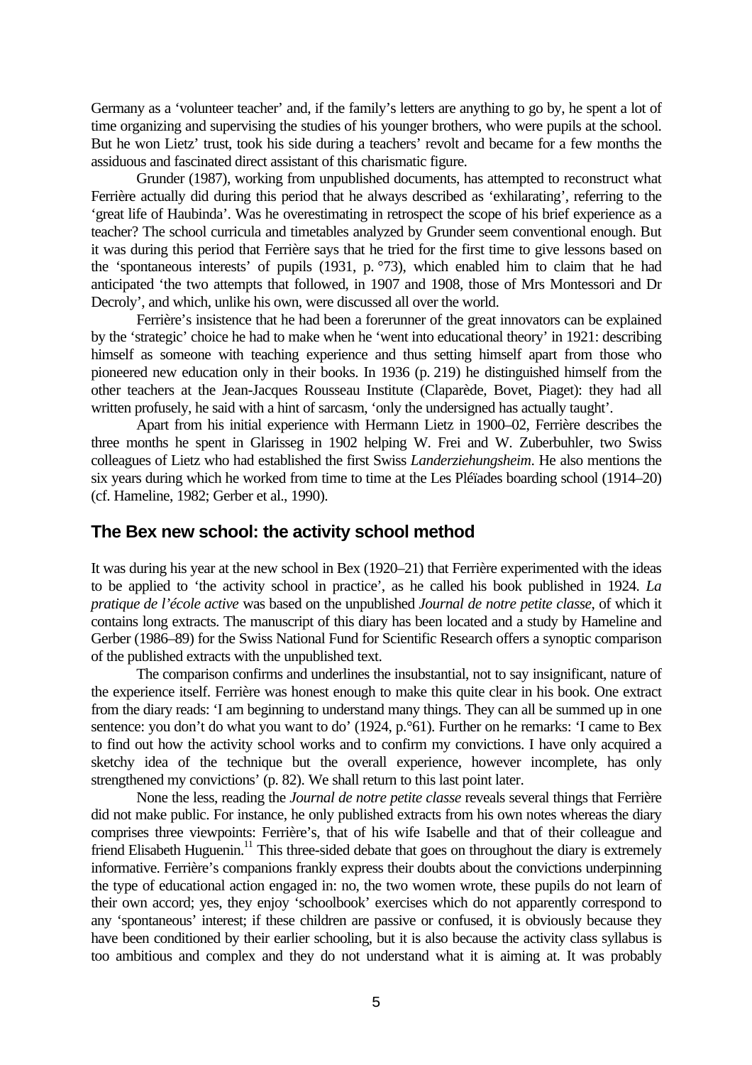Germany as a 'volunteer teacher' and, if the family's letters are anything to go by, he spent a lot of time organizing and supervising the studies of his younger brothers, who were pupils at the school. But he won Lietz' trust, took his side during a teachers' revolt and became for a few months the assiduous and fascinated direct assistant of this charismatic figure.

Grunder (1987), working from unpublished documents, has attempted to reconstruct what Ferrière actually did during this period that he always described as 'exhilarating', referring to the 'great life of Haubinda'. Was he overestimating in retrospect the scope of his brief experience as a teacher? The school curricula and timetables analyzed by Grunder seem conventional enough. But it was during this period that Ferrière says that he tried for the first time to give lessons based on the 'spontaneous interests' of pupils (1931, p. °73), which enabled him to claim that he had anticipated 'the two attempts that followed, in 1907 and 1908, those of Mrs Montessori and Dr Decroly', and which, unlike his own, were discussed all over the world.

Ferrière's insistence that he had been a forerunner of the great innovators can be explained by the 'strategic' choice he had to make when he 'went into educational theory' in 1921: describing himself as someone with teaching experience and thus setting himself apart from those who pioneered new education only in their books. In 1936 (p. 219) he distinguished himself from the other teachers at the Jean-Jacques Rousseau Institute (Claparède, Bovet, Piaget): they had all written profusely, he said with a hint of sarcasm, 'only the undersigned has actually taught'.

Apart from his initial experience with Hermann Lietz in 1900–02, Ferrière describes the three months he spent in Glarisseg in 1902 helping W. Frei and W. Zuberbuhler, two Swiss colleagues of Lietz who had established the first Swiss *Landerziehungsheim*. He also mentions the six years during which he worked from time to time at the Les Pléïades boarding school (1914–20) (cf. Hameline, 1982; Gerber et al., 1990).

## The Bex new school: the activity school method

It was during his year at the new school in Bex (1920–21) that Ferrière experimented with the ideas to be applied to 'the activity school in practice', as he called his book published in 1924. *La pratique de l'école active* was based on the unpublished *Journal de notre petite classe*, of which it contains long extracts. The manuscript of this diary has been located and a study by Hameline and Gerber (1986–89) for the Swiss National Fund for Scientific Research offers a synoptic comparison of the published extracts with the unpublished text.

The comparison confirms and underlines the insubstantial, not to say insignificant, nature of the experience itself. Ferrière was honest enough to make this quite clear in his book. One extract from the diary reads: 'I am beginning to understand many things. They can all be summed up in one sentence: you don't do what you want to do' (1924, p.°61). Further on he remarks: 'I came to Bex to find out how the activity school works and to confirm my convictions. I have only acquired a sketchy idea of the technique but the overall experience, however incomplete, has only strengthened my convictions' (p. 82). We shall return to this last point later.

None the less, reading the *Journal de notre petite classe* reveals several things that Ferrière did not make public. For instance, he only published extracts from his own notes whereas the diary comprises three viewpoints: Ferrière's, that of his wife Isabelle and that of their colleague and friend Elisabeth Huguenin.[11] This three-sided debate that goes on throughout the diary is extremely informative. Ferrière's companions frankly express their doubts about the convictions underpinning the type of educational action engaged in: no, the two women wrote, these pupils do not learn of their own accord; yes, they enjoy 'schoolbook' exercises which do not apparently correspond to any 'spontaneous' interest; if these children are passive or confused, it is obviously because they have been conditioned by their earlier schooling, but it is also because the activity class syllabus is too ambitious and complex and they do not understand what it is aiming at. It was probably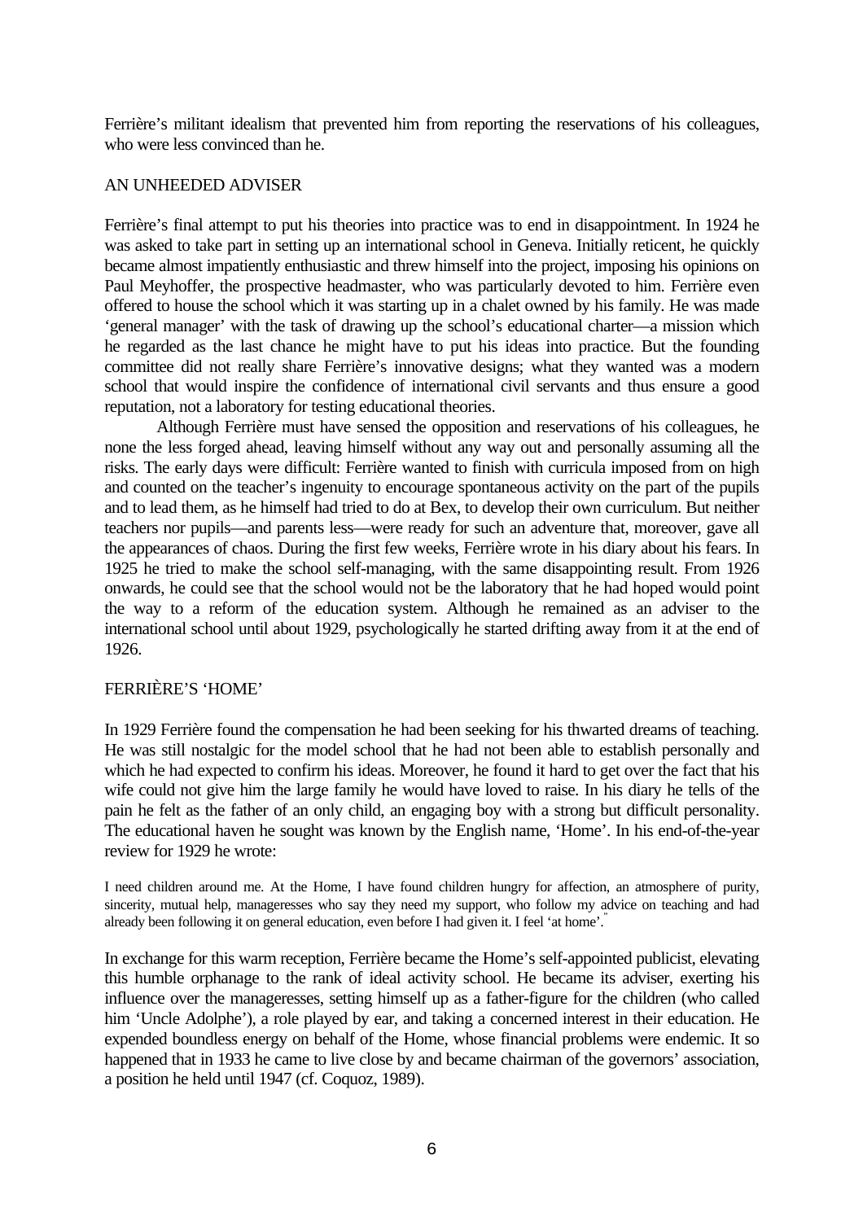Ferrière's militant idealism that prevented him from reporting the reservations of his colleagues, who were less convinced than he.

## AN UNHEEDED ADVISER

Ferrière's final attempt to put his theories into practice was to end in disappointment. In 1924 he was asked to take part in setting up an international school in Geneva. Initially reticent, he quickly became almost impatiently enthusiastic and threw himself into the project, imposing his opinions on Paul Meyhoffer, the prospective headmaster, who was particularly devoted to him. Ferrière even offered to house the school which it was starting up in a chalet owned by his family. He was made 'general manager' with the task of drawing up the school's educational charter—a mission which he regarded as the last chance he might have to put his ideas into practice. But the founding committee did not really share Ferrière's innovative designs; what they wanted was a modern school that would inspire the confidence of international civil servants and thus ensure a good reputation, not a laboratory for testing educational theories.

Although Ferrière must have sensed the opposition and reservations of his colleagues, he none the less forged ahead, leaving himself without any way out and personally assuming all the risks. The early days were difficult: Ferrière wanted to finish with curricula imposed from on high and counted on the teacher's ingenuity to encourage spontaneous activity on the part of the pupils and to lead them, as he himself had tried to do at Bex, to develop their own curriculum. But neither teachers nor pupils—and parents less—were ready for such an adventure that, moreover, gave all the appearances of chaos. During the first few weeks, Ferrière wrote in his diary about his fears. In 1925 he tried to make the school self-managing, with the same disappointing result. From 1926 onwards, he could see that the school would not be the laboratory that he had hoped would point the way to a reform of the education system. Although he remained as an adviser to the international school until about 1929, psychologically he started drifting away from it at the end of 1926.

## FERRIÈRE'S 'HOME'

In 1929 Ferrière found the compensation he had been seeking for his thwarted dreams of teaching. He was still nostalgic for the model school that he had not been able to establish personally and which he had expected to confirm his ideas. Moreover, he found it hard to get over the fact that his wife could not give him the large family he would have loved to raise. In his diary he tells of the pain he felt as the father of an only child, an engaging boy with a strong but difficult personality. The educational haven he sought was known by the English name, 'Home'. In his end-of-the-year review for 1929 he wrote:

> I need children around me. At the Home, I have found children hungry for affection, an atmosphere of purity, sincerity, mutual help, manageresses who say they need my support, who follow my advice on teaching and had already been following it on general education, even before I had given it. I feel 'at home'.[11]

In exchange for this warm reception, Ferrière became the Home's self-appointed publicist, elevating this humble orphanage to the rank of ideal activity school. He became its adviser, exerting his influence over the manageresses, setting himself up as a father-figure for the children (who called him 'Uncle Adolphe'), a role played by ear, and taking a concerned interest in their education. He expended boundless energy on behalf of the Home, whose financial problems were endemic. It so happened that in 1933 he came to live close by and became chairman of the governors' association, a position he held until 1947 (cf. Coquoz, 1989).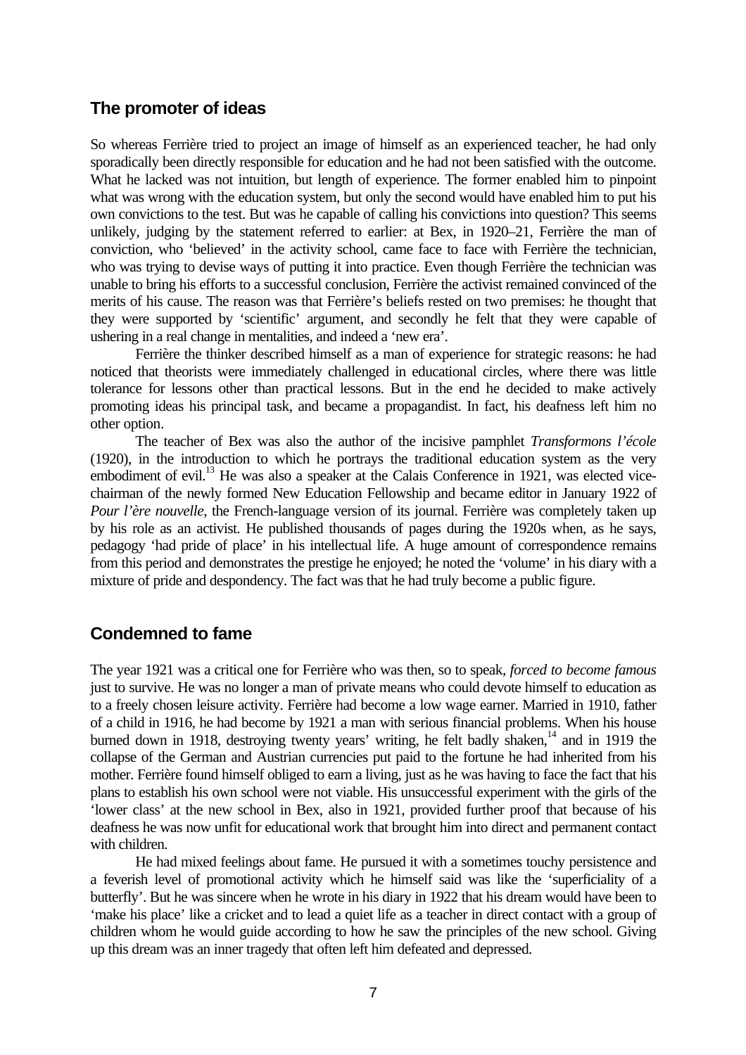## The promoter of ideas

So whereas Ferrière tried to project an image of himself as an experienced teacher, he had only sporadically been directly responsible for education and he had not been satisfied with the outcome. What he lacked was not intuition, but length of experience. The former enabled him to pinpoint what was wrong with the education system, but only the second would have enabled him to put his own convictions to the test. But was he capable of calling his convictions into question? This seems unlikely, judging by the statement referred to earlier: at Bex, in 1920–21, Ferrière the man of conviction, who 'believed' in the activity school, came face to face with Ferrière the technician, who was trying to devise ways of putting it into practice. Even though Ferrière the technician was unable to bring his efforts to a successful conclusion, Ferrière the activist remained convinced of the merits of his cause. The reason was that Ferrière's beliefs rested on two premises: he thought that they were supported by 'scientific' argument, and secondly he felt that they were capable of ushering in a real change in mentalities, and indeed a 'new era'.

Ferrière the thinker described himself as a man of experience for strategic reasons: he had noticed that theorists were immediately challenged in educational circles, where there was little tolerance for lessons other than practical lessons. But in the end he decided to make actively promoting ideas his principal task, and became a propagandist. In fact, his deafness left him no other option.

The teacher of Bex was also the author of the incisive pamphlet *Transformons l'école* (1920), in the introduction to which he portrays the traditional education system as the very embodiment of evil.[13] He was also a speaker at the Calais Conference in 1921, was elected vice-chairman of the newly formed New Education Fellowship and became editor in January 1922 of *Pour l'ère nouvelle*, the French-language version of its journal. Ferrière was completely taken up by his role as an activist. He published thousands of pages during the 1920s when, as he says, pedagogy 'had pride of place' in his intellectual life. A huge amount of correspondence remains from this period and demonstrates the prestige he enjoyed; he noted the 'volume' in his diary with a mixture of pride and despondency. The fact was that he had truly become a public figure.

## Condemned to fame

The year 1921 was a critical one for Ferrière who was then, so to speak, *forced to become famous* just to survive. He was no longer a man of private means who could devote himself to education as to a freely chosen leisure activity. Ferrière had become a low wage earner. Married in 1910, father of a child in 1916, he had become by 1921 a man with serious financial problems. When his house burned down in 1918, destroying twenty years' writing, he felt badly shaken,[14] and in 1919 the collapse of the German and Austrian currencies put paid to the fortune he had inherited from his mother. Ferrière found himself obliged to earn a living, just as he was having to face the fact that his plans to establish his own school were not viable. His unsuccessful experiment with the girls of the 'lower class' at the new school in Bex, also in 1921, provided further proof that because of his deafness he was now unfit for educational work that brought him into direct and permanent contact with children.

He had mixed feelings about fame. He pursued it with a sometimes touchy persistence and a feverish level of promotional activity which he himself said was like the 'superficiality of a butterfly'. But he was sincere when he wrote in his diary in 1922 that his dream would have been to 'make his place' like a cricket and to lead a quiet life as a teacher in direct contact with a group of children whom he would guide according to how he saw the principles of the new school. Giving up this dream was an inner tragedy that often left him defeated and depressed.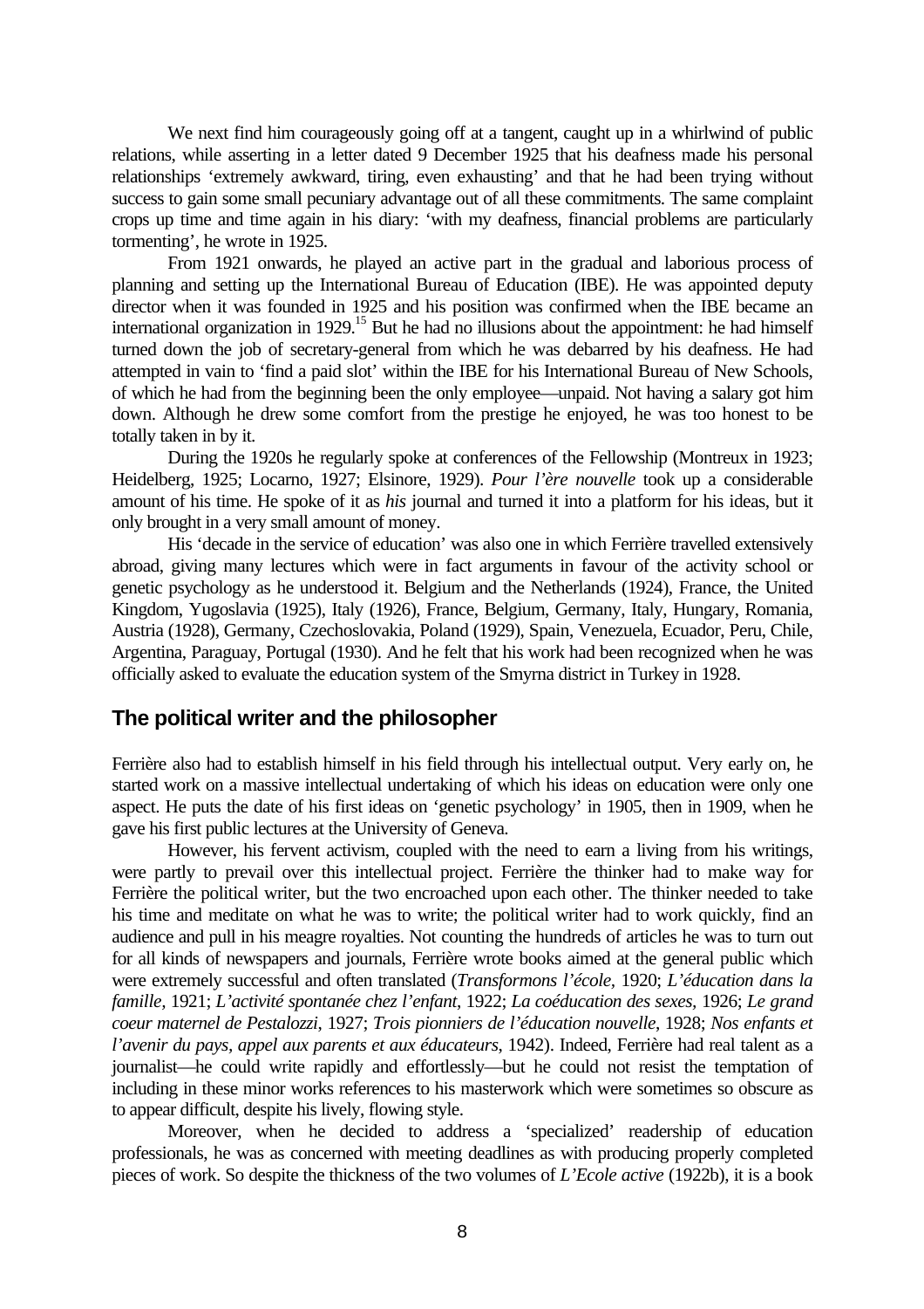We next find him courageously going off at a tangent, caught up in a whirlwind of public relations, while asserting in a letter dated 9 December 1925 that his deafness made his personal relationships 'extremely awkward, tiring, even exhausting' and that he had been trying without success to gain some small pecuniary advantage out of all these commitments. The same complaint crops up time and time again in his diary: 'with my deafness, financial problems are particularly tormenting', he wrote in 1925.

From 1921 onwards, he played an active part in the gradual and laborious process of planning and setting up the International Bureau of Education (IBE). He was appointed deputy director when it was founded in 1925 and his position was confirmed when the IBE became an international organization in 1929.[15] But he had no illusions about the appointment: he had himself turned down the job of secretary-general from which he was debarred by his deafness. He had attempted in vain to 'find a paid slot' within the IBE for his International Bureau of New Schools, of which he had from the beginning been the only employee—unpaid. Not having a salary got him down. Although he drew some comfort from the prestige he enjoyed, he was too honest to be totally taken in by it.

During the 1920s he regularly spoke at conferences of the Fellowship (Montreux in 1923; Heidelberg, 1925; Locarno, 1927; Elsinore, 1929). *Pour l'ère nouvelle* took up a considerable amount of his time. He spoke of it as *his* journal and turned it into a platform for his ideas, but it only brought in a very small amount of money.

His 'decade in the service of education' was also one in which Ferrière travelled extensively abroad, giving many lectures which were in fact arguments in favour of the activity school or genetic psychology as he understood it. Belgium and the Netherlands (1924), France, the United Kingdom, Yugoslavia (1925), Italy (1926), France, Belgium, Germany, Italy, Hungary, Romania, Austria (1928), Germany, Czechoslovakia, Poland (1929), Spain, Venezuela, Ecuador, Peru, Chile, Argentina, Paraguay, Portugal (1930). And he felt that his work had been recognized when he was officially asked to evaluate the education system of the Smyrna district in Turkey in 1928.

## The political writer and the philosopher

Ferrière also had to establish himself in his field through his intellectual output. Very early on, he started work on a massive intellectual undertaking of which his ideas on education were only one aspect. He puts the date of his first ideas on 'genetic psychology' in 1905, then in 1909, when he gave his first public lectures at the University of Geneva.

However, his fervent activism, coupled with the need to earn a living from his writings, were partly to prevail over this intellectual project. Ferrière the thinker had to make way for Ferrière the political writer, but the two encroached upon each other. The thinker needed to take his time and meditate on what he was to write; the political writer had to work quickly, find an audience and pull in his meagre royalties. Not counting the hundreds of articles he was to turn out for all kinds of newspapers and journals, Ferrière wrote books aimed at the general public which were extremely successful and often translated (*Transformons l'école*, 1920; *L'éducation dans la famille*, 1921; *L'activité spontanée chez l'enfant*, 1922; *La coéducation des sexes*, 1926; *Le grand coeur maternel de Pestalozzi*, 1927; *Trois pionniers de l'éducation nouvelle*, 1928; *Nos enfants et l'avenir du pays, appel aux parents et aux éducateurs*, 1942). Indeed, Ferrière had real talent as a journalist—he could write rapidly and effortlessly—but he could not resist the temptation of including in these minor works references to his masterwork which were sometimes so obscure as to appear difficult, despite his lively, flowing style.

Moreover, when he decided to address a 'specialized' readership of education professionals, he was as concerned with meeting deadlines as with producing properly completed pieces of work. So despite the thickness of the two volumes of *L'Ecole active* (1922b), it is a book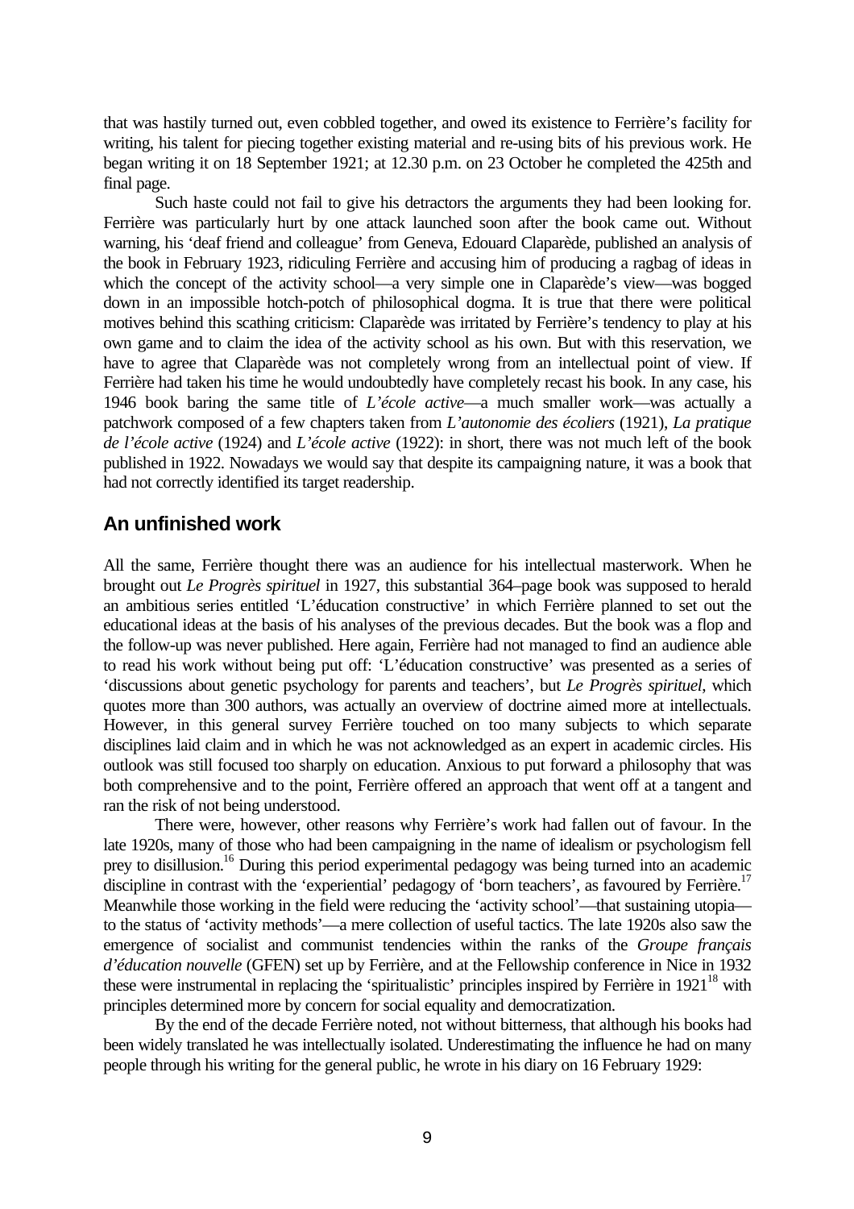that was hastily turned out, even cobbled together, and owed its existence to Ferrière's facility for writing, his talent for piecing together existing material and re-using bits of his previous work. He began writing it on 18 September 1921; at 12.30 p.m. on 23 October he completed the 425th and final page.

Such haste could not fail to give his detractors the arguments they had been looking for. Ferrière was particularly hurt by one attack launched soon after the book came out. Without warning, his 'deaf friend and colleague' from Geneva, Edouard Claparède, published an analysis of the book in February 1923, ridiculing Ferrière and accusing him of producing a ragbag of ideas in which the concept of the activity school—a very simple one in Claparède's view—was bogged down in an impossible hotch-potch of philosophical dogma. It is true that there were political motives behind this scathing criticism: Claparède was irritated by Ferrière's tendency to play at his own game and to claim the idea of the activity school as his own. But with this reservation, we have to agree that Claparède was not completely wrong from an intellectual point of view. If Ferrière had taken his time he would undoubtedly have completely recast his book. In any case, his 1946 book baring the same title of *L'école active*—a much smaller work—was actually a patchwork composed of a few chapters taken from *L'autonomie des écoliers* (1921), *La pratique de l'école active* (1924) and *L'école active* (1922): in short, there was not much left of the book published in 1922. Nowadays we would say that despite its campaigning nature, it was a book that had not correctly identified its target readership.

## An unfinished work

All the same, Ferrière thought there was an audience for his intellectual masterwork. When he brought out *Le Progrès spirituel* in 1927, this substantial 364–page book was supposed to herald an ambitious series entitled 'L'éducation constructive' in which Ferrière planned to set out the educational ideas at the basis of his analyses of the previous decades. But the book was a flop and the follow-up was never published. Here again, Ferrière had not managed to find an audience able to read his work without being put off: 'L'éducation constructive' was presented as a series of 'discussions about genetic psychology for parents and teachers', but *Le Progrès spirituel*, which quotes more than 300 authors, was actually an overview of doctrine aimed more at intellectuals. However, in this general survey Ferrière touched on too many subjects to which separate disciplines laid claim and in which he was not acknowledged as an expert in academic circles. His outlook was still focused too sharply on education. Anxious to put forward a philosophy that was both comprehensive and to the point, Ferrière offered an approach that went off at a tangent and ran the risk of not being understood.

There were, however, other reasons why Ferrière's work had fallen out of favour. In the late 1920s, many of those who had been campaigning in the name of idealism or psychologism fell prey to disillusion.[16] During this period experimental pedagogy was being turned into an academic discipline in contrast with the 'experiential' pedagogy of 'born teachers', as favoured by Ferrière.[17] Meanwhile those working in the field were reducing the 'activity school'—that sustaining utopia—to the status of 'activity methods'—a mere collection of useful tactics. The late 1920s also saw the emergence of socialist and communist tendencies within the ranks of the *Groupe français d'éducation nouvelle* (GFEN) set up by Ferrière, and at the Fellowship conference in Nice in 1932 these were instrumental in replacing the 'spiritualistic' principles inspired by Ferrière in 1921[18] with principles determined more by concern for social equality and democratization.

By the end of the decade Ferrière noted, not without bitterness, that although his books had been widely translated he was intellectually isolated. Underestimating the influence he had on many people through his writing for the general public, he wrote in his diary on 16 February 1929: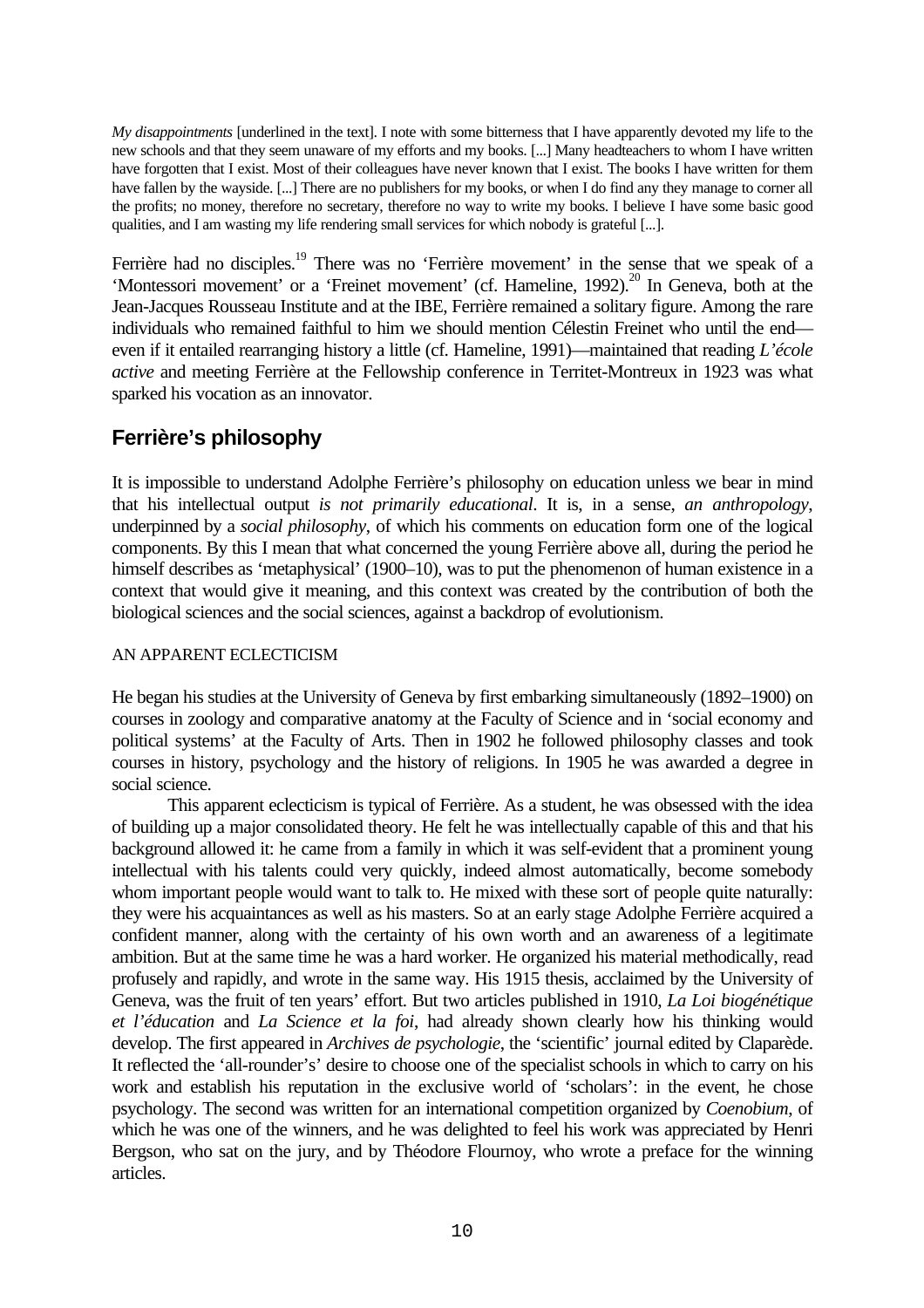*My disappointments* [underlined in the text]. I note with some bitterness that I have apparently devoted my life to the new schools and that they seem unaware of my efforts and my books. [...] Many headteachers to whom I have written have forgotten that I exist. Most of their colleagues have never known that I exist. The books I have written for them have fallen by the wayside. [...] There are no publishers for my books, or when I do find any they manage to corner all the profits; no money, therefore no secretary, therefore no way to write my books. I believe I have some basic good qualities, and I am wasting my life rendering small services for which nobody is grateful [...].

Ferrière had no disciples.[19] There was no 'Ferrière movement' in the sense that we speak of a 'Montessori movement' or a 'Freinet movement' (cf. Hameline, 1992).[20] In Geneva, both at the Jean-Jacques Rousseau Institute and at the IBE, Ferrière remained a solitary figure. Among the rare individuals who remained faithful to him we should mention Célestin Freinet who until the end—even if it entailed rearranging history a little (cf. Hameline, 1991)—maintained that reading *L'école active* and meeting Ferrière at the Fellowship conference in Territet-Montreux in 1923 was what sparked his vocation as an innovator.

## Ferrière's philosophy

It is impossible to understand Adolphe Ferrière's philosophy on education unless we bear in mind that his intellectual output *is not primarily educational*. It is, in a sense, *an anthropology*, underpinned by a *social philosophy*, of which his comments on education form one of the logical components. By this I mean that what concerned the young Ferrière above all, during the period he himself describes as 'metaphysical' (1900–10), was to put the phenomenon of human existence in a context that would give it meaning, and this context was created by the contribution of both the biological sciences and the social sciences, against a backdrop of evolutionism.

### AN APPARENT ECLECTICISM

He began his studies at the University of Geneva by first embarking simultaneously (1892–1900) on courses in zoology and comparative anatomy at the Faculty of Science and in 'social economy and political systems' at the Faculty of Arts. Then in 1902 he followed philosophy classes and took courses in history, psychology and the history of religions. In 1905 he was awarded a degree in social science.

This apparent eclecticism is typical of Ferrière. As a student, he was obsessed with the idea of building up a major consolidated theory. He felt he was intellectually capable of this and that his background allowed it: he came from a family in which it was self-evident that a prominent young intellectual with his talents could very quickly, indeed almost automatically, become somebody whom important people would want to talk to. He mixed with these sort of people quite naturally: they were his acquaintances as well as his masters. So at an early stage Adolphe Ferrière acquired a confident manner, along with the certainty of his own worth and an awareness of a legitimate ambition. But at the same time he was a hard worker. He organized his material methodically, read profusely and rapidly, and wrote in the same way. His 1915 thesis, acclaimed by the University of Geneva, was the fruit of ten years' effort. But two articles published in 1910, *La Loi biogénétique et l'éducation* and *La Science et la foi*, had already shown clearly how his thinking would develop. The first appeared in *Archives de psychologie*, the 'scientific' journal edited by Claparède. It reflected the 'all-rounder's' desire to choose one of the specialist schools in which to carry on his work and establish his reputation in the exclusive world of 'scholars': in the event, he chose psychology. The second was written for an international competition organized by *Coenobium*, of which he was one of the winners, and he was delighted to feel his work was appreciated by Henri Bergson, who sat on the jury, and by Théodore Flournoy, who wrote a preface for the winning articles.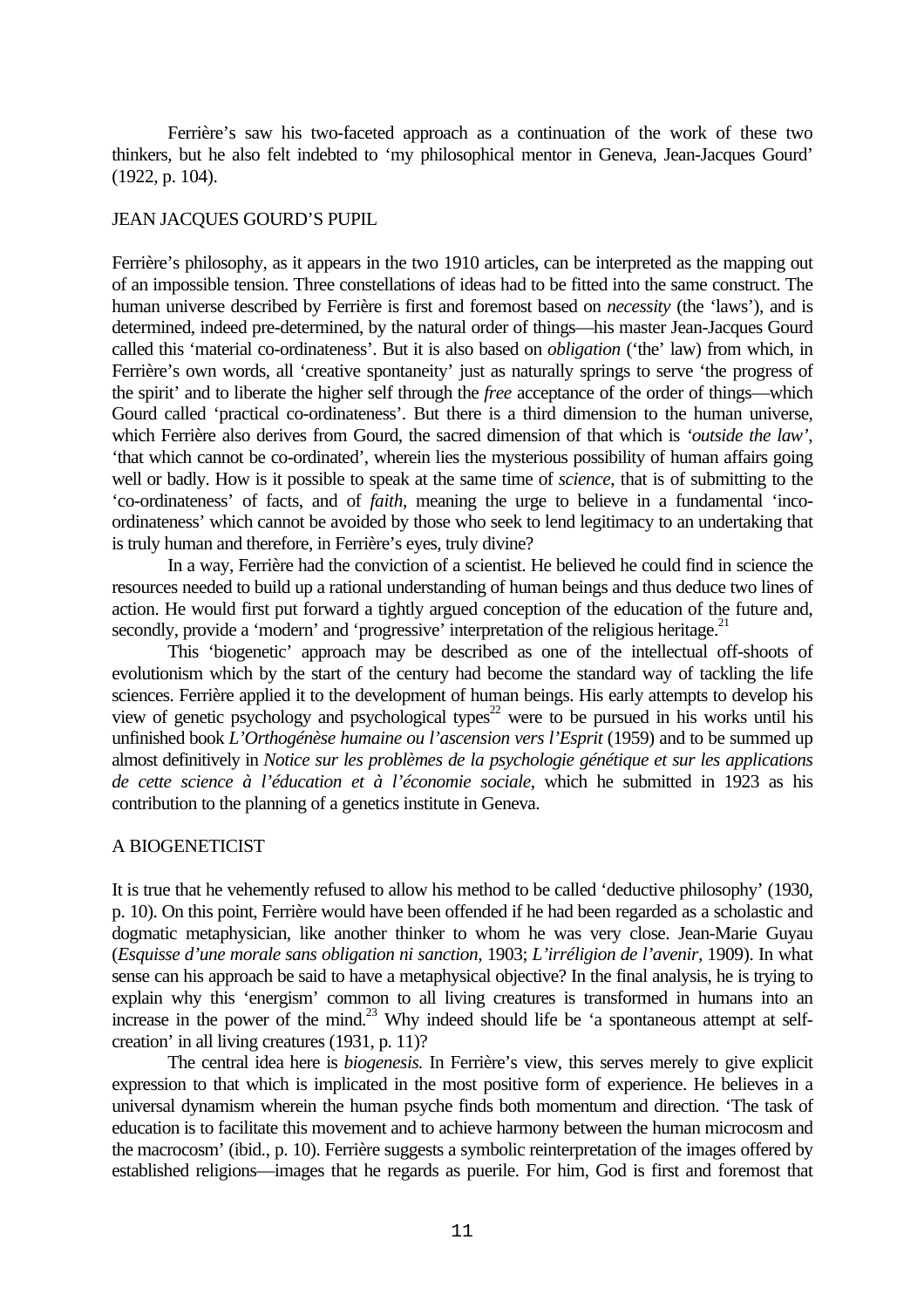Ferrière's saw his two-faceted approach as a continuation of the work of these two thinkers, but he also felt indebted to 'my philosophical mentor in Geneva, Jean-Jacques Gourd' (1922, p. 104).

## JEAN JACQUES GOURD'S PUPIL

Ferrière's philosophy, as it appears in the two 1910 articles, can be interpreted as the mapping out of an impossible tension. Three constellations of ideas had to be fitted into the same construct. The human universe described by Ferrière is first and foremost based on *necessity* (the 'laws'), and is determined, indeed pre-determined, by the natural order of things—his master Jean-Jacques Gourd called this 'material co-ordinateness'. But it is also based on *obligation* ('the' law) from which, in Ferrière's own words, all 'creative spontaneity' just as naturally springs to serve 'the progress of the spirit' and to liberate the higher self through the *free* acceptance of the order of things—which Gourd called 'practical co-ordinateness'. But there is a third dimension to the human universe, which Ferrière also derives from Gourd, the sacred dimension of that which is *'outside the law'*, 'that which cannot be co-ordinated', wherein lies the mysterious possibility of human affairs going well or badly. How is it possible to speak at the same time of *science*, that is of submitting to the 'co-ordinateness' of facts, and of *faith*, meaning the urge to believe in a fundamental 'inco-ordinateness' which cannot be avoided by those who seek to lend legitimacy to an undertaking that is truly human and therefore, in Ferrière's eyes, truly divine?

In a way, Ferrière had the conviction of a scientist. He believed he could find in science the resources needed to build up a rational understanding of human beings and thus deduce two lines of action. He would first put forward a tightly argued conception of the education of the future and, secondly, provide a 'modern' and 'progressive' interpretation of the religious heritage.[21]

This 'biogenetic' approach may be described as one of the intellectual off-shoots of evolutionism which by the start of the century had become the standard way of tackling the life sciences. Ferrière applied it to the development of human beings. His early attempts to develop his view of genetic psychology and psychological types[22] were to be pursued in his works until his unfinished book *L'Orthogénèse humaine ou l'ascension vers l'Esprit* (1959) and to be summed up almost definitively in *Notice sur les problèmes de la psychologie génétique et sur les applications de cette science à l'éducation et à l'économie sociale*, which he submitted in 1923 as his contribution to the planning of a genetics institute in Geneva.

## A BIOGENETICIST

It is true that he vehemently refused to allow his method to be called 'deductive philosophy' (1930, p. 10). On this point, Ferrière would have been offended if he had been regarded as a scholastic and dogmatic metaphysician, like another thinker to whom he was very close. Jean-Marie Guyau (*Esquisse d'une morale sans obligation ni sanction*, 1903; *L'irréligion de l'avenir*, 1909). In what sense can his approach be said to have a metaphysical objective? In the final analysis, he is trying to explain why this 'energism' common to all living creatures is transformed in humans into an increase in the power of the mind.[23] Why indeed should life be 'a spontaneous attempt at self-creation' in all living creatures (1931, p. 11)?

The central idea here is *biogenesis.* In Ferrière's view, this serves merely to give explicit expression to that which is implicated in the most positive form of experience. He believes in a universal dynamism wherein the human psyche finds both momentum and direction. 'The task of education is to facilitate this movement and to achieve harmony between the human microcosm and the macrocosm' (ibid., p. 10). Ferrière suggests a symbolic reinterpretation of the images offered by established religions—images that he regards as puerile. For him, God is first and foremost that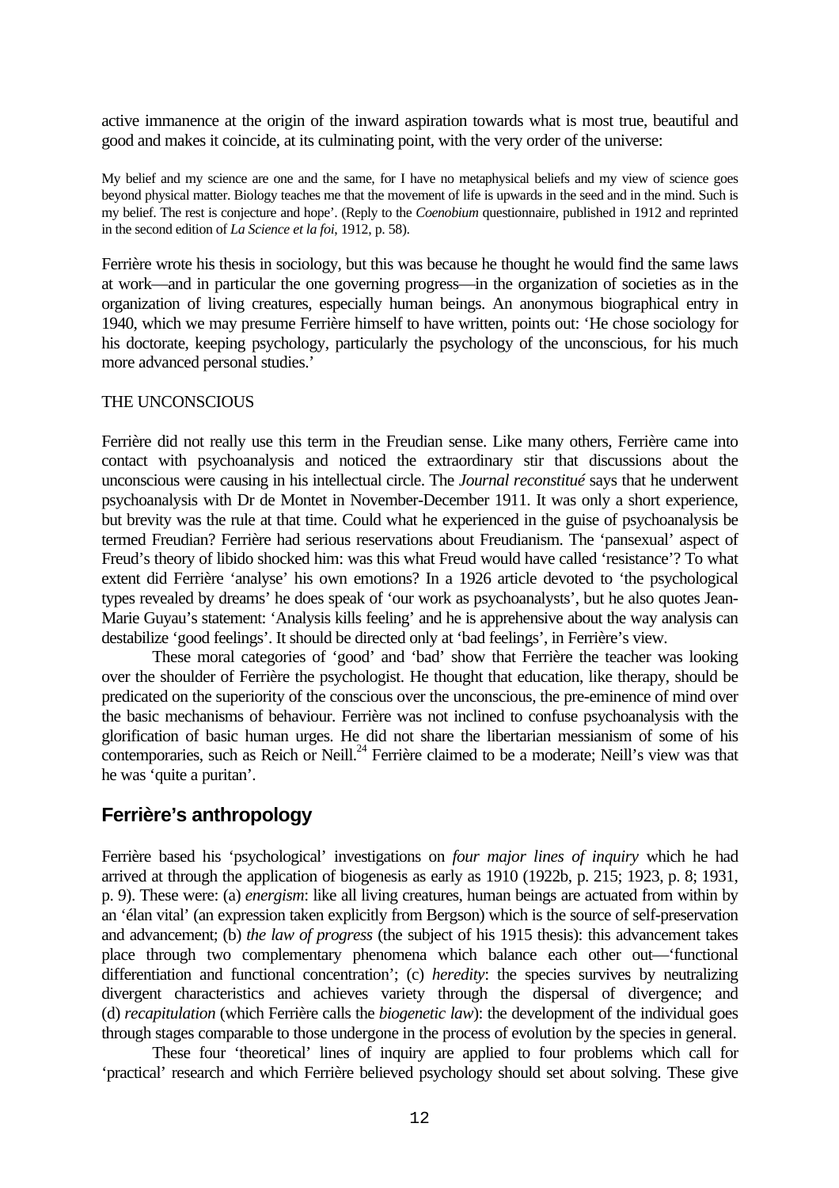active immanence at the origin of the inward aspiration towards what is most true, beautiful and good and makes it coincide, at its culminating point, with the very order of the universe:

> My belief and my science are one and the same, for I have no metaphysical beliefs and my view of science goes beyond physical matter. Biology teaches me that the movement of life is upwards in the seed and in the mind. Such is my belief. The rest is conjecture and hope'. (Reply to the *Coenobium* questionnaire, published in 1912 and reprinted in the second edition of *La Science et la foi*, 1912, p. 58).

Ferrière wrote his thesis in sociology, but this was because he thought he would find the same laws at work—and in particular the one governing progress—in the organization of societies as in the organization of living creatures, especially human beings. An anonymous biographical entry in 1940, which we may presume Ferrière himself to have written, points out: 'He chose sociology for his doctorate, keeping psychology, particularly the psychology of the unconscious, for his much more advanced personal studies.'

### THE UNCONSCIOUS

Ferrière did not really use this term in the Freudian sense. Like many others, Ferrière came into contact with psychoanalysis and noticed the extraordinary stir that discussions about the unconscious were causing in his intellectual circle. The *Journal reconstitué* says that he underwent psychoanalysis with Dr de Montet in November-December 1911. It was only a short experience, but brevity was the rule at that time. Could what he experienced in the guise of psychoanalysis be termed Freudian? Ferrière had serious reservations about Freudianism. The 'pansexual' aspect of Freud's theory of libido shocked him: was this what Freud would have called 'resistance'? To what extent did Ferrière 'analyse' his own emotions? In a 1926 article devoted to 'the psychological types revealed by dreams' he does speak of 'our work as psychoanalysts', but he also quotes Jean-Marie Guyau's statement: 'Analysis kills feeling' and he is apprehensive about the way analysis can destabilize 'good feelings'. It should be directed only at 'bad feelings', in Ferrière's view.

These moral categories of 'good' and 'bad' show that Ferrière the teacher was looking over the shoulder of Ferrière the psychologist. He thought that education, like therapy, should be predicated on the superiority of the conscious over the unconscious, the pre-eminence of mind over the basic mechanisms of behaviour. Ferrière was not inclined to confuse psychoanalysis with the glorification of basic human urges. He did not share the libertarian messianism of some of his contemporaries, such as Reich or Neill.[24] Ferrière claimed to be a moderate; Neill's view was that he was 'quite a puritan'.

## Ferrière's anthropology

Ferrière based his 'psychological' investigations on *four major lines of inquiry* which he had arrived at through the application of biogenesis as early as 1910 (1922b, p. 215; 1923, p. 8; 1931, p. 9). These were: (a) *energism*: like all living creatures, human beings are actuated from within by an 'élan vital' (an expression taken explicitly from Bergson) which is the source of self-preservation and advancement; (b) *the law of progress* (the subject of his 1915 thesis): this advancement takes place through two complementary phenomena which balance each other out—'functional differentiation and functional concentration'; (c) *heredity*: the species survives by neutralizing divergent characteristics and achieves variety through the dispersal of divergence; and (d) *recapitulation* (which Ferrière calls the *biogenetic law*): the development of the individual goes through stages comparable to those undergone in the process of evolution by the species in general.

These four 'theoretical' lines of inquiry are applied to four problems which call for 'practical' research and which Ferrière believed psychology should set about solving. These give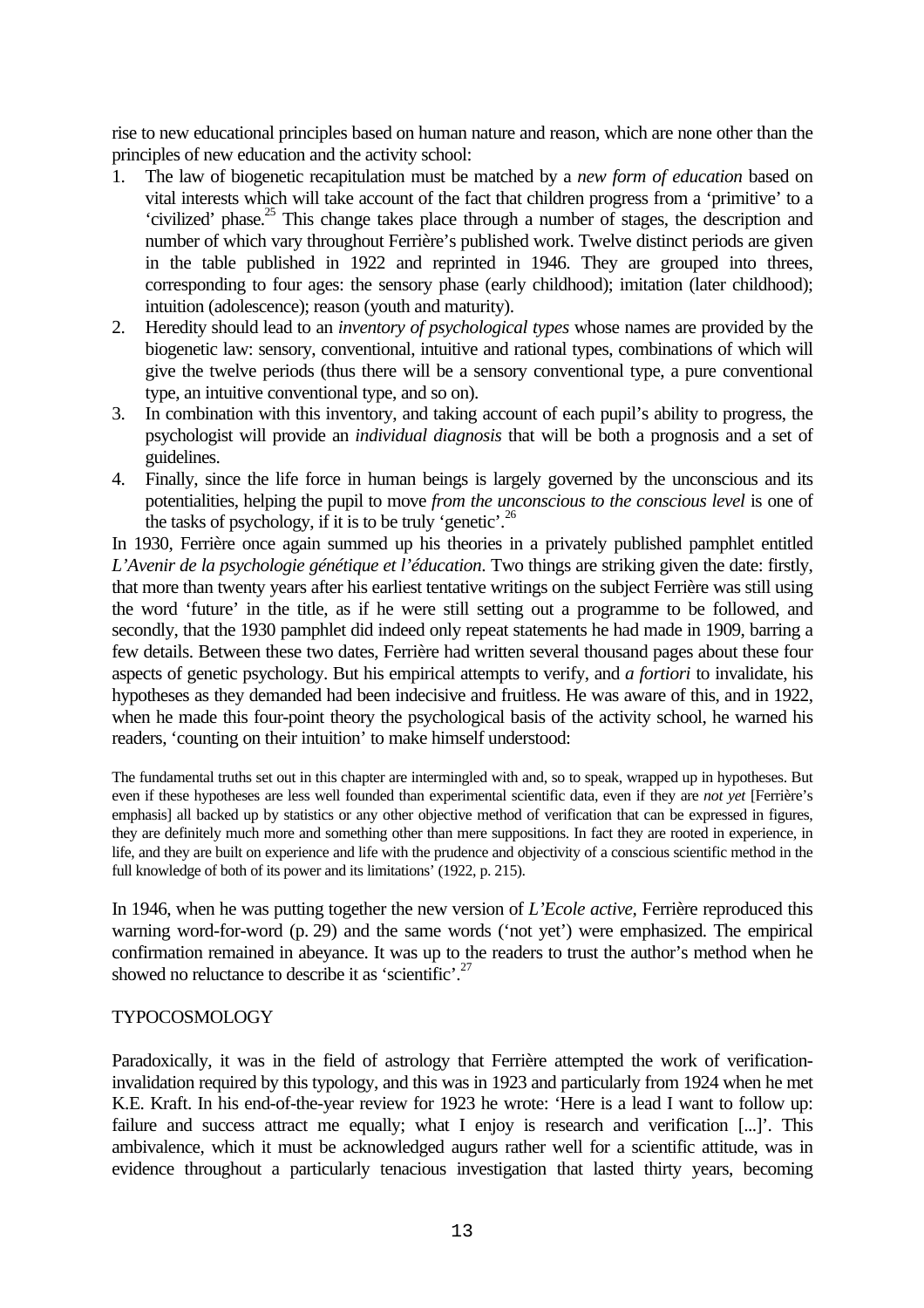rise to new educational principles based on human nature and reason, which are none other than the principles of new education and the activity school:

1. The law of biogenetic recapitulation must be matched by a *new form of education* based on vital interests which will take account of the fact that children progress from a 'primitive' to a 'civilized' phase.[25] This change takes place through a number of stages, the description and number of which vary throughout Ferrière's published work. Twelve distinct periods are given in the table published in 1922 and reprinted in 1946. They are grouped into threes, corresponding to four ages: the sensory phase (early childhood); imitation (later childhood); intuition (adolescence); reason (youth and maturity).
2. Heredity should lead to an *inventory of psychological types* whose names are provided by the biogenetic law: sensory, conventional, intuitive and rational types, combinations of which will give the twelve periods (thus there will be a sensory conventional type, a pure conventional type, an intuitive conventional type, and so on).
3. In combination with this inventory, and taking account of each pupil's ability to progress, the psychologist will provide an *individual diagnosis* that will be both a prognosis and a set of guidelines.
4. Finally, since the life force in human beings is largely governed by the unconscious and its potentialities, helping the pupil to move *from the unconscious to the conscious level* is one of the tasks of psychology, if it is to be truly 'genetic'.[26]

In 1930, Ferrière once again summed up his theories in a privately published pamphlet entitled *L'Avenir de la psychologie génétique et l'éducation*. Two things are striking given the date: firstly, that more than twenty years after his earliest tentative writings on the subject Ferrière was still using the word 'future' in the title, as if he were still setting out a programme to be followed, and secondly, that the 1930 pamphlet did indeed only repeat statements he had made in 1909, barring a few details. Between these two dates, Ferrière had written several thousand pages about these four aspects of genetic psychology. But his empirical attempts to verify, and *a fortiori* to invalidate, his hypotheses as they demanded had been indecisive and fruitless. He was aware of this, and in 1922, when he made this four-point theory the psychological basis of the activity school, he warned his readers, 'counting on their intuition' to make himself understood:

> The fundamental truths set out in this chapter are intermingled with and, so to speak, wrapped up in hypotheses. But even if these hypotheses are less well founded than experimental scientific data, even if they are *not yet* [Ferrière's emphasis] all backed up by statistics or any other objective method of verification that can be expressed in figures, they are definitely much more and something other than mere suppositions. In fact they are rooted in experience, in life, and they are built on experience and life with the prudence and objectivity of a conscious scientific method in the full knowledge of both of its power and its limitations' (1922, p. 215).

In 1946, when he was putting together the new version of *L'Ecole active*, Ferrière reproduced this warning word-for-word (p. 29) and the same words ('not yet') were emphasized. The empirical confirmation remained in abeyance. It was up to the readers to trust the author's method when he showed no reluctance to describe it as 'scientific'.[27]

## TYPOCOSMOLOGY

Paradoxically, it was in the field of astrology that Ferrière attempted the work of verification-invalidation required by this typology, and this was in 1923 and particularly from 1924 when he met K.E. Kraft. In his end-of-the-year review for 1923 he wrote: 'Here is a lead I want to follow up: failure and success attract me equally; what I enjoy is research and verification [...]'. This ambivalence, which it must be acknowledged augurs rather well for a scientific attitude, was in evidence throughout a particularly tenacious investigation that lasted thirty years, becoming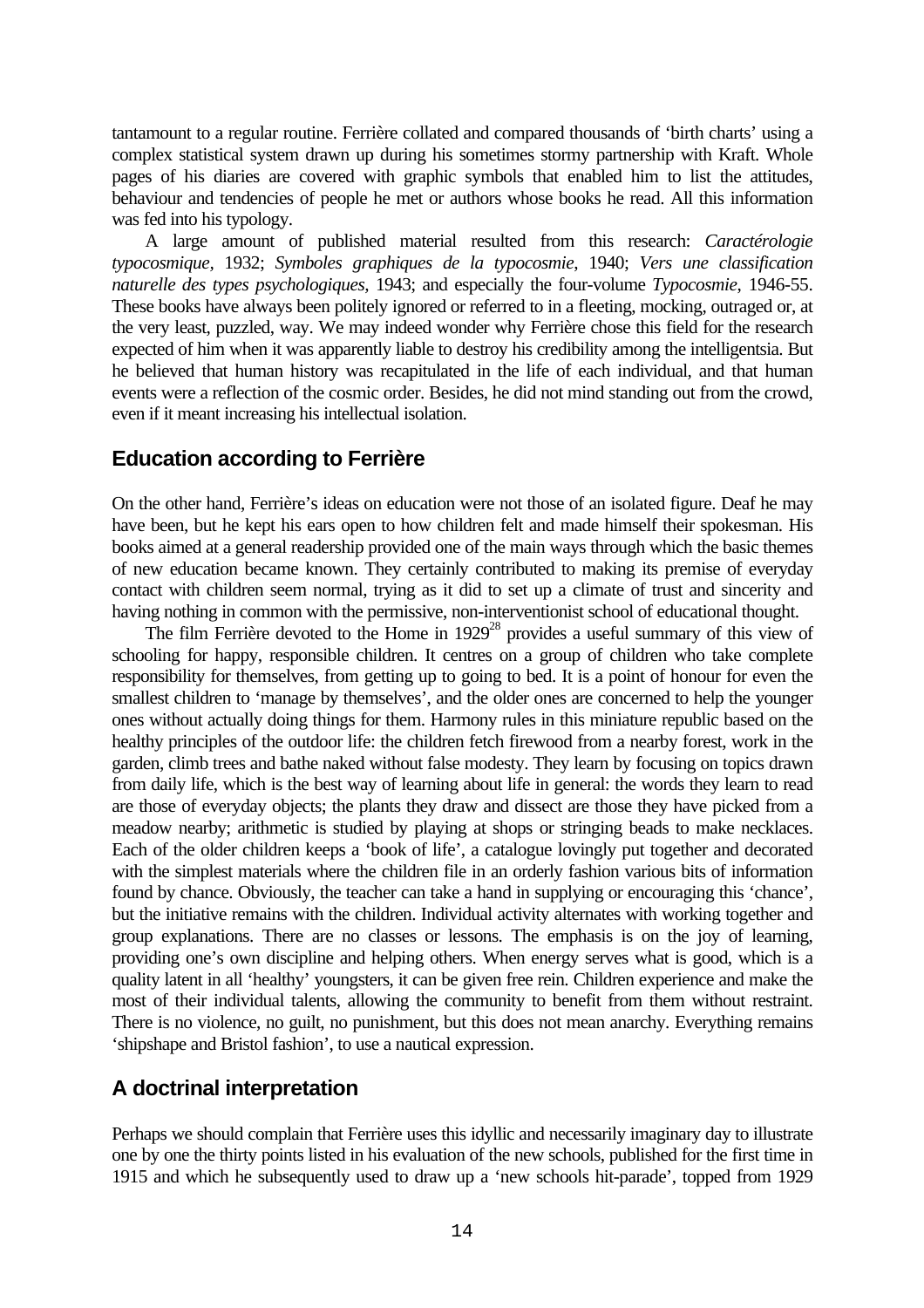tantamount to a regular routine. Ferrière collated and compared thousands of 'birth charts' using a complex statistical system drawn up during his sometimes stormy partnership with Kraft. Whole pages of his diaries are covered with graphic symbols that enabled him to list the attitudes, behaviour and tendencies of people he met or authors whose books he read. All this information was fed into his typology.

A large amount of published material resulted from this research: *Caractérologie typocosmique*, 1932; *Symboles graphiques de la typocosmie*, 1940; *Vers une classification naturelle des types psychologiques*, 1943; and especially the four-volume *Typocosmie*, 1946-55. These books have always been politely ignored or referred to in a fleeting, mocking, outraged or, at the very least, puzzled, way. We may indeed wonder why Ferrière chose this field for the research expected of him when it was apparently liable to destroy his credibility among the intelligentsia. But he believed that human history was recapitulated in the life of each individual, and that human events were a reflection of the cosmic order. Besides, he did not mind standing out from the crowd, even if it meant increasing his intellectual isolation.

## Education according to Ferrière

On the other hand, Ferrière's ideas on education were not those of an isolated figure. Deaf he may have been, but he kept his ears open to how children felt and made himself their spokesman. His books aimed at a general readership provided one of the main ways through which the basic themes of new education became known. They certainly contributed to making its premise of everyday contact with children seem normal, trying as it did to set up a climate of trust and sincerity and having nothing in common with the permissive, non-interventionist school of educational thought.

The film Ferrière devoted to the Home in 1929[28] provides a useful summary of this view of schooling for happy, responsible children. It centres on a group of children who take complete responsibility for themselves, from getting up to going to bed. It is a point of honour for even the smallest children to 'manage by themselves', and the older ones are concerned to help the younger ones without actually doing things for them. Harmony rules in this miniature republic based on the healthy principles of the outdoor life: the children fetch firewood from a nearby forest, work in the garden, climb trees and bathe naked without false modesty. They learn by focusing on topics drawn from daily life, which is the best way of learning about life in general: the words they learn to read are those of everyday objects; the plants they draw and dissect are those they have picked from a meadow nearby; arithmetic is studied by playing at shops or stringing beads to make necklaces. Each of the older children keeps a 'book of life', a catalogue lovingly put together and decorated with the simplest materials where the children file in an orderly fashion various bits of information found by chance. Obviously, the teacher can take a hand in supplying or encouraging this 'chance', but the initiative remains with the children. Individual activity alternates with working together and group explanations. There are no classes or lessons. The emphasis is on the joy of learning, providing one's own discipline and helping others. When energy serves what is good, which is a quality latent in all 'healthy' youngsters, it can be given free rein. Children experience and make the most of their individual talents, allowing the community to benefit from them without restraint. There is no violence, no guilt, no punishment, but this does not mean anarchy. Everything remains 'shipshape and Bristol fashion', to use a nautical expression.

## A doctrinal interpretation

Perhaps we should complain that Ferrière uses this idyllic and necessarily imaginary day to illustrate one by one the thirty points listed in his evaluation of the new schools, published for the first time in 1915 and which he subsequently used to draw up a 'new schools hit-parade', topped from 1929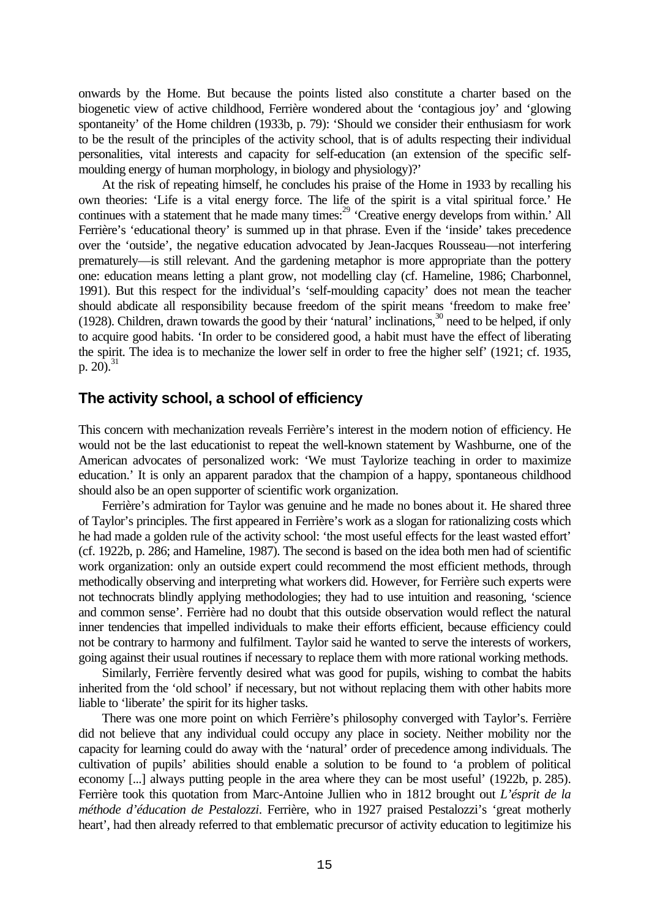onwards by the Home. But because the points listed also constitute a charter based on the biogenetic view of active childhood, Ferrière wondered about the 'contagious joy' and 'glowing spontaneity' of the Home children (1933b, p. 79): 'Should we consider their enthusiasm for work to be the result of the principles of the activity school, that is of adults respecting their individual personalities, vital interests and capacity for self-education (an extension of the specific self-moulding energy of human morphology, in biology and physiology)?'

At the risk of repeating himself, he concludes his praise of the Home in 1933 by recalling his own theories: 'Life is a vital energy force. The life of the spirit is a vital spiritual force.' He continues with a statement that he made many times:[29] 'Creative energy develops from within.' All Ferrière's 'educational theory' is summed up in that phrase. Even if the 'inside' takes precedence over the 'outside', the negative education advocated by Jean-Jacques Rousseau—not interfering prematurely—is still relevant. And the gardening metaphor is more appropriate than the pottery one: education means letting a plant grow, not modelling clay (cf. Hameline, 1986; Charbonnel, 1991). But this respect for the individual's 'self-moulding capacity' does not mean the teacher should abdicate all responsibility because freedom of the spirit means 'freedom to make free' (1928). Children, drawn towards the good by their 'natural' inclinations,[30] need to be helped, if only to acquire good habits. 'In order to be considered good, a habit must have the effect of liberating the spirit. The idea is to mechanize the lower self in order to free the higher self' (1921; cf. 1935, p. 20).[31]

## The activity school, a school of efficiency

This concern with mechanization reveals Ferrière's interest in the modern notion of efficiency. He would not be the last educationist to repeat the well-known statement by Washburne, one of the American advocates of personalized work: 'We must Taylorize teaching in order to maximize education.' It is only an apparent paradox that the champion of a happy, spontaneous childhood should also be an open supporter of scientific work organization.

Ferrière's admiration for Taylor was genuine and he made no bones about it. He shared three of Taylor's principles. The first appeared in Ferrière's work as a slogan for rationalizing costs which he had made a golden rule of the activity school: 'the most useful effects for the least wasted effort' (cf. 1922b, p. 286; and Hameline, 1987). The second is based on the idea both men had of scientific work organization: only an outside expert could recommend the most efficient methods, through methodically observing and interpreting what workers did. However, for Ferrière such experts were not technocrats blindly applying methodologies; they had to use intuition and reasoning, 'science and common sense'. Ferrière had no doubt that this outside observation would reflect the natural inner tendencies that impelled individuals to make their efforts efficient, because efficiency could not be contrary to harmony and fulfilment. Taylor said he wanted to serve the interests of workers, going against their usual routines if necessary to replace them with more rational working methods.

Similarly, Ferrière fervently desired what was good for pupils, wishing to combat the habits inherited from the 'old school' if necessary, but not without replacing them with other habits more liable to 'liberate' the spirit for its higher tasks.

There was one more point on which Ferrière's philosophy converged with Taylor's. Ferrière did not believe that any individual could occupy any place in society. Neither mobility nor the capacity for learning could do away with the 'natural' order of precedence among individuals. The cultivation of pupils' abilities should enable a solution to be found to 'a problem of political economy [...] always putting people in the area where they can be most useful' (1922b, p. 285). Ferrière took this quotation from Marc-Antoine Jullien who in 1812 brought out *L'ésprit de la méthode d'éducation de Pestalozzi*. Ferrière, who in 1927 praised Pestalozzi's 'great motherly heart', had then already referred to that emblematic precursor of activity education to legitimize his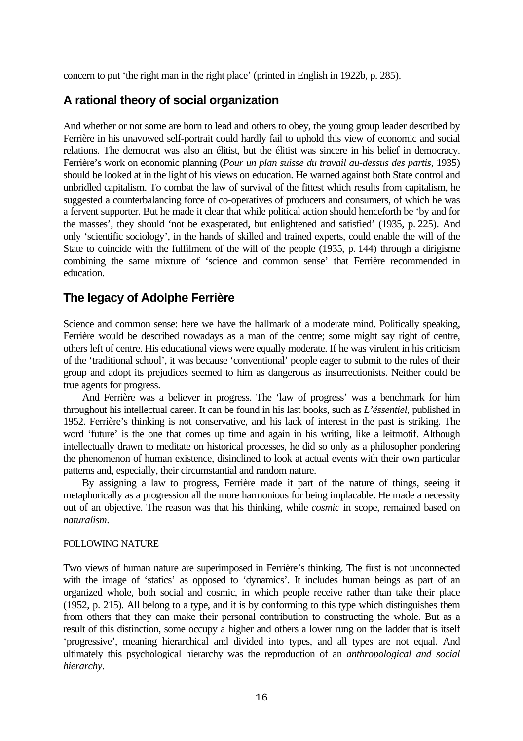concern to put 'the right man in the right place' (printed in English in 1922b, p. 285).

## A rational theory of social organization

And whether or not some are born to lead and others to obey, the young group leader described by Ferrière in his unavowed self-portrait could hardly fail to uphold this view of economic and social relations. The democrat was also an élitist, but the élitist was sincere in his belief in democracy. Ferrière's work on economic planning (*Pour un plan suisse du travail au-dessus des partis*, 1935) should be looked at in the light of his views on education. He warned against both State control and unbridled capitalism. To combat the law of survival of the fittest which results from capitalism, he suggested a counterbalancing force of co-operatives of producers and consumers, of which he was a fervent supporter. But he made it clear that while political action should henceforth be 'by and for the masses', they should 'not be exasperated, but enlightened and satisfied' (1935, p. 225). And only 'scientific sociology', in the hands of skilled and trained experts, could enable the will of the State to coincide with the fulfilment of the will of the people (1935, p. 144) through a dirigisme combining the same mixture of 'science and common sense' that Ferrière recommended in education.

## The legacy of Adolphe Ferrière

Science and common sense: here we have the hallmark of a moderate mind. Politically speaking, Ferrière would be described nowadays as a man of the centre; some might say right of centre, others left of centre. His educational views were equally moderate. If he was virulent in his criticism of the 'traditional school', it was because 'conventional' people eager to submit to the rules of their group and adopt its prejudices seemed to him as dangerous as insurrectionists. Neither could be true agents for progress.

And Ferrière was a believer in progress. The 'law of progress' was a benchmark for him throughout his intellectual career. It can be found in his last books, such as *L'éssentiel*, published in 1952. Ferrière's thinking is not conservative, and his lack of interest in the past is striking. The word 'future' is the one that comes up time and again in his writing, like a leitmotif. Although intellectually drawn to meditate on historical processes, he did so only as a philosopher pondering the phenomenon of human existence, disinclined to look at actual events with their own particular patterns and, especially, their circumstantial and random nature.

By assigning a law to progress, Ferrière made it part of the nature of things, seeing it metaphorically as a progression all the more harmonious for being implacable. He made a necessity out of an objective. The reason was that his thinking, while *cosmic* in scope, remained based on *naturalism*.

### FOLLOWING NATURE

Two views of human nature are superimposed in Ferrière's thinking. The first is not unconnected with the image of 'statics' as opposed to 'dynamics'. It includes human beings as part of an organized whole, both social and cosmic, in which people receive rather than take their place (1952, p. 215). All belong to a type, and it is by conforming to this type which distinguishes them from others that they can make their personal contribution to constructing the whole. But as a result of this distinction, some occupy a higher and others a lower rung on the ladder that is itself 'progressive', meaning hierarchical and divided into types, and all types are not equal. And ultimately this psychological hierarchy was the reproduction of an *anthropological and social hierarchy*.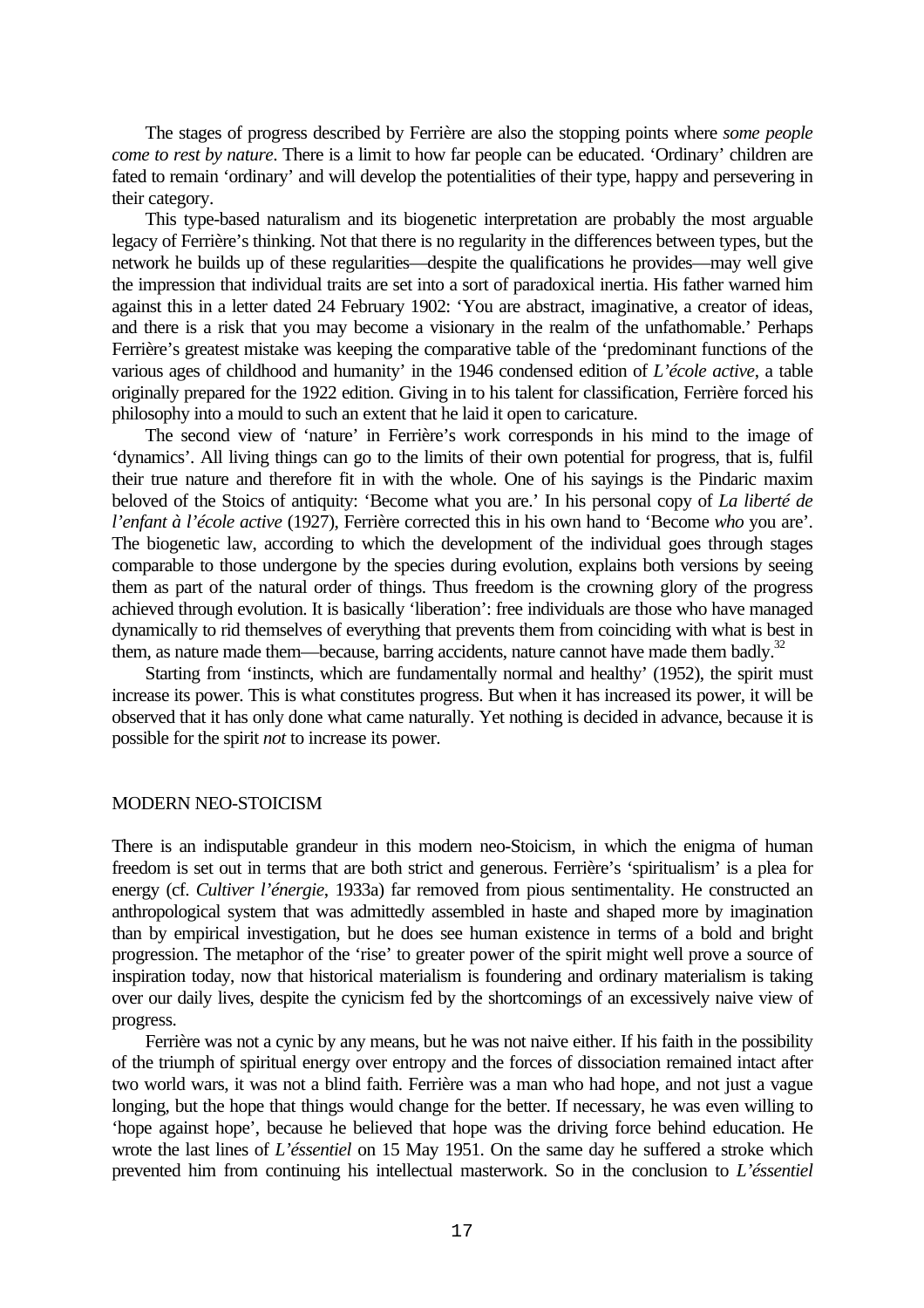The stages of progress described by Ferrière are also the stopping points where *some people come to rest by nature*. There is a limit to how far people can be educated. 'Ordinary' children are fated to remain 'ordinary' and will develop the potentialities of their type, happy and persevering in their category.

This type-based naturalism and its biogenetic interpretation are probably the most arguable legacy of Ferrière's thinking. Not that there is no regularity in the differences between types, but the network he builds up of these regularities—despite the qualifications he provides—may well give the impression that individual traits are set into a sort of paradoxical inertia. His father warned him against this in a letter dated 24 February 1902: 'You are abstract, imaginative, a creator of ideas, and there is a risk that you may become a visionary in the realm of the unfathomable.' Perhaps Ferrière's greatest mistake was keeping the comparative table of the 'predominant functions of the various ages of childhood and humanity' in the 1946 condensed edition of *L'école active*, a table originally prepared for the 1922 edition. Giving in to his talent for classification, Ferrière forced his philosophy into a mould to such an extent that he laid it open to caricature.

The second view of 'nature' in Ferrière's work corresponds in his mind to the image of 'dynamics'. All living things can go to the limits of their own potential for progress, that is, fulfil their true nature and therefore fit in with the whole. One of his sayings is the Pindaric maxim beloved of the Stoics of antiquity: 'Become what you are.' In his personal copy of *La liberté de l'enfant à l'école active* (1927), Ferrière corrected this in his own hand to 'Become *who* you are'. The biogenetic law, according to which the development of the individual goes through stages comparable to those undergone by the species during evolution, explains both versions by seeing them as part of the natural order of things. Thus freedom is the crowning glory of the progress achieved through evolution. It is basically 'liberation': free individuals are those who have managed dynamically to rid themselves of everything that prevents them from coinciding with what is best in them, as nature made them—because, barring accidents, nature cannot have made them badly.[32]

Starting from 'instincts, which are fundamentally normal and healthy' (1952), the spirit must increase its power. This is what constitutes progress. But when it has increased its power, it will be observed that it has only done what came naturally. Yet nothing is decided in advance, because it is possible for the spirit *not* to increase its power.

## MODERN NEO-STOICISM

There is an indisputable grandeur in this modern neo-Stoicism, in which the enigma of human freedom is set out in terms that are both strict and generous. Ferrière's 'spiritualism' is a plea for energy (cf. *Cultiver l'énergie*, 1933a) far removed from pious sentimentality. He constructed an anthropological system that was admittedly assembled in haste and shaped more by imagination than by empirical investigation, but he does see human existence in terms of a bold and bright progression. The metaphor of the 'rise' to greater power of the spirit might well prove a source of inspiration today, now that historical materialism is foundering and ordinary materialism is taking over our daily lives, despite the cynicism fed by the shortcomings of an excessively naive view of progress.

Ferrière was not a cynic by any means, but he was not naive either. If his faith in the possibility of the triumph of spiritual energy over entropy and the forces of dissociation remained intact after two world wars, it was not a blind faith. Ferrière was a man who had hope, and not just a vague longing, but the hope that things would change for the better. If necessary, he was even willing to 'hope against hope', because he believed that hope was the driving force behind education. He wrote the last lines of *L'éssentiel* on 15 May 1951. On the same day he suffered a stroke which prevented him from continuing his intellectual masterwork. So in the conclusion to *L'éssentiel*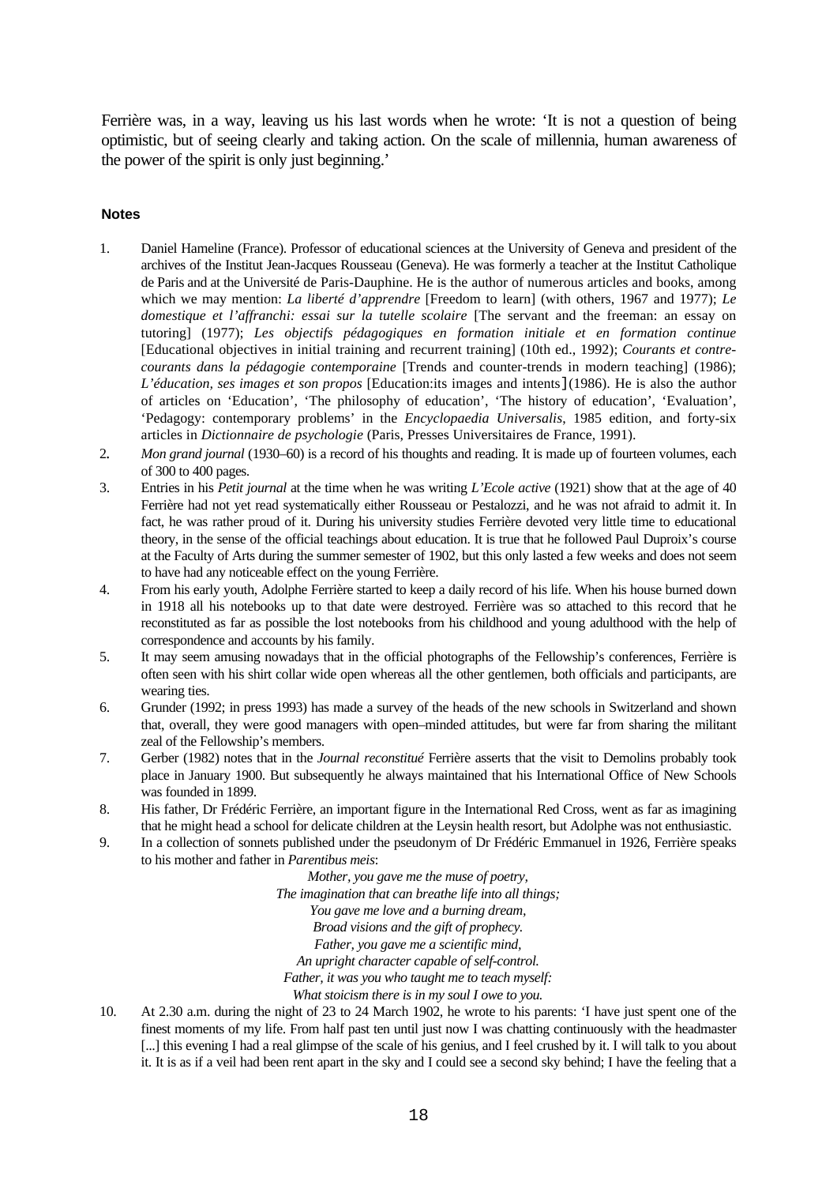Ferrière was, in a way, leaving us his last words when he wrote: 'It is not a question of being optimistic, but of seeing clearly and taking action. On the scale of millennia, human awareness of the power of the spirit is only just beginning.'

**Notes**

1. Daniel Hameline (France). Professor of educational sciences at the University of Geneva and president of the archives of the Institut Jean-Jacques Rousseau (Geneva). He was formerly a teacher at the Institut Catholique de Paris and at the Université de Paris-Dauphine. He is the author of numerous articles and books, among which we may mention: *La liberté d'apprendre* [Freedom to learn] (with others, 1967 and 1977); *Le domestique et l'affranchi: essai sur la tutelle scolaire* [The servant and the freeman: an essay on tutoring] (1977); *Les objectifs pédagogiques en formation initiale et en formation continue* [Educational objectives in initial training and recurrent training] (10th ed., 1992); *Courants et contre-courants dans la pédagogie contemporaine* [Trends and counter-trends in modern teaching] (1986); *L'éducation, ses images et son propos* [Education:its images and intents](1986). He is also the author of articles on 'Education', 'The philosophy of education', 'The history of education', 'Evaluation', 'Pedagogy: contemporary problems' in the *Encyclopaedia Universalis*, 1985 edition, and forty-six articles in *Dictionnaire de psychologie* (Paris, Presses Universitaires de France, 1991).
2. *Mon grand journal* (1930–60) is a record of his thoughts and reading. It is made up of fourteen volumes, each of 300 to 400 pages.
3. Entries in his *Petit journal* at the time when he was writing *L'Ecole active* (1921) show that at the age of 40 Ferrière had not yet read systematically either Rousseau or Pestalozzi, and he was not afraid to admit it. In fact, he was rather proud of it. During his university studies Ferrière devoted very little time to educational theory, in the sense of the official teachings about education. It is true that he followed Paul Duproix's course at the Faculty of Arts during the summer semester of 1902, but this only lasted a few weeks and does not seem to have had any noticeable effect on the young Ferrière.
4. From his early youth, Adolphe Ferrière started to keep a daily record of his life. When his house burned down in 1918 all his notebooks up to that date were destroyed. Ferrière was so attached to this record that he reconstituted as far as possible the lost notebooks from his childhood and young adulthood with the help of correspondence and accounts by his family.
5. It may seem amusing nowadays that in the official photographs of the Fellowship's conferences, Ferrière is often seen with his shirt collar wide open whereas all the other gentlemen, both officials and participants, are wearing ties.
6. Grunder (1992; in press 1993) has made a survey of the heads of the new schools in Switzerland and shown that, overall, they were good managers with open–minded attitudes, but were far from sharing the militant zeal of the Fellowship's members.
7. Gerber (1982) notes that in the *Journal reconstitué* Ferrière asserts that the visit to Demolins probably took place in January 1900. But subsequently he always maintained that his International Office of New Schools was founded in 1899.
8. His father, Dr Frédéric Ferrière, an important figure in the International Red Cross, went as far as imagining that he might head a school for delicate children at the Leysin health resort, but Adolphe was not enthusiastic.
9. In a collection of sonnets published under the pseudonym of Dr Frédéric Emmanuel in 1926, Ferrière speaks to his mother and father in *Parentibus meis*:

   *Mother, you gave me the muse of poetry,*
   *The imagination that can breathe life into all things;*
   *You gave me love and a burning dream,*
   *Broad visions and the gift of prophecy.*
   *Father, you gave me a scientific mind,*
   *An upright character capable of self-control.*
   *Father, it was you who taught me to teach myself:*
   *What stoicism there is in my soul I owe to you.*

10. At 2.30 a.m. during the night of 23 to 24 March 1902, he wrote to his parents: 'I have just spent one of the finest moments of my life. From half past ten until just now I was chatting continuously with the headmaster [...] this evening I had a real glimpse of the scale of his genius, and I feel crushed by it. I will talk to you about it. It is as if a veil had been rent apart in the sky and I could see a second sky behind; I have the feeling that a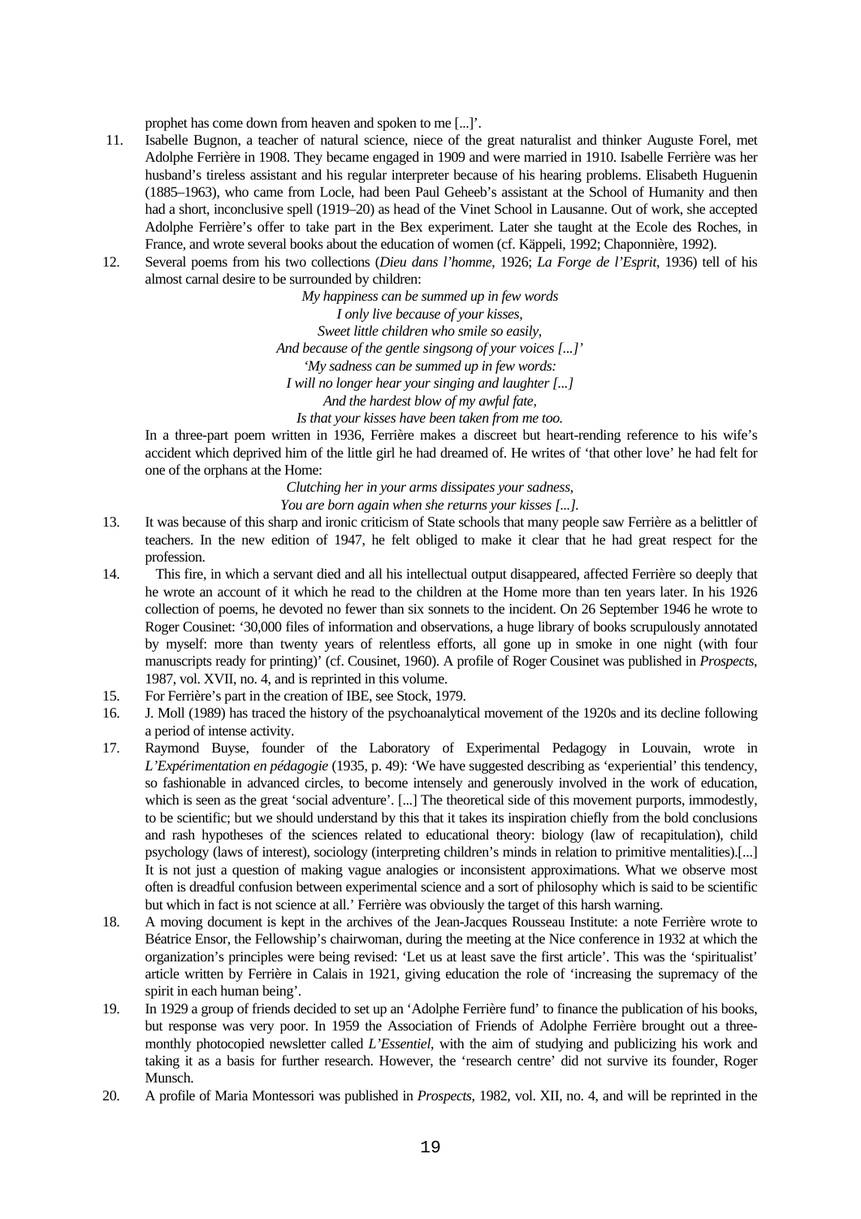prophet has come down from heaven and spoken to me [...]'.

11. Isabelle Bugnon, a teacher of natural science, niece of the great naturalist and thinker Auguste Forel, met Adolphe Ferrière in 1908. They became engaged in 1909 and were married in 1910. Isabelle Ferrière was her husband's tireless assistant and his regular interpreter because of his hearing problems. Elisabeth Huguenin (1885–1963), who came from Locle, had been Paul Geheeb's assistant at the School of Humanity and then had a short, inconclusive spell (1919–20) as head of the Vinet School in Lausanne. Out of work, she accepted Adolphe Ferrière's offer to take part in the Bex experiment. Later she taught at the Ecole des Roches, in France, and wrote several books about the education of women (cf. Käppeli, 1992; Chaponnière, 1992).

12. Several poems from his two collections (*Dieu dans l'homme*, 1926; *La Forge de l'Esprit*, 1936) tell of his almost carnal desire to be surrounded by children:

    *My happiness can be summed up in few words*
    *I only live because of your kisses,*
    *Sweet little children who smile so easily,*
    *And because of the gentle singsong of your voices [...]'*
    *'My sadness can be summed up in few words:*
    *I will no longer hear your singing and laughter [...]*
    *And the hardest blow of my awful fate,*
    *Is that your kisses have been taken from me too.*

    In a three-part poem written in 1936, Ferrière makes a discreet but heart-rending reference to his wife's accident which deprived him of the little girl he had dreamed of. He writes of 'that other love' he had felt for one of the orphans at the Home:

    *Clutching her in your arms dissipates your sadness,*
    *You are born again when she returns your kisses [...].*

13. It was because of this sharp and ironic criticism of State schools that many people saw Ferrière as a belittler of teachers. In the new edition of 1947, he felt obliged to make it clear that he had great respect for the profession.

14. This fire, in which a servant died and all his intellectual output disappeared, affected Ferrière so deeply that he wrote an account of it which he read to the children at the Home more than ten years later. In his 1926 collection of poems, he devoted no fewer than six sonnets to the incident. On 26 September 1946 he wrote to Roger Cousinet: '30,000 files of information and observations, a huge library of books scrupulously annotated by myself: more than twenty years of relentless efforts, all gone up in smoke in one night (with four manuscripts ready for printing)' (cf. Cousinet, 1960). A profile of Roger Cousinet was published in *Prospects*, 1987, vol. XVII, no. 4, and is reprinted in this volume.

15. For Ferrière's part in the creation of IBE, see Stock, 1979.

16. J. Moll (1989) has traced the history of the psychoanalytical movement of the 1920s and its decline following a period of intense activity.

17. Raymond Buyse, founder of the Laboratory of Experimental Pedagogy in Louvain, wrote in *L'Expérimentation en pédagogie* (1935, p. 49): 'We have suggested describing as 'experiential' this tendency, so fashionable in advanced circles, to become intensely and generously involved in the work of education, which is seen as the great 'social adventure'. [...] The theoretical side of this movement purports, immodestly, to be scientific; but we should understand by this that it takes its inspiration chiefly from the bold conclusions and rash hypotheses of the sciences related to educational theory: biology (law of recapitulation), child psychology (laws of interest), sociology (interpreting children's minds in relation to primitive mentalities).[...] It is not just a question of making vague analogies or inconsistent approximations. What we observe most often is dreadful confusion between experimental science and a sort of philosophy which is said to be scientific but which in fact is not science at all.' Ferrière was obviously the target of this harsh warning.

18. A moving document is kept in the archives of the Jean-Jacques Rousseau Institute: a note Ferrière wrote to Béatrice Ensor, the Fellowship's chairwoman, during the meeting at the Nice conference in 1932 at which the organization's principles were being revised: 'Let us at least save the first article'. This was the 'spiritualist' article written by Ferrière in Calais in 1921, giving education the role of 'increasing the supremacy of the spirit in each human being'.

19. In 1929 a group of friends decided to set up an 'Adolphe Ferrière fund' to finance the publication of his books, but response was very poor. In 1959 the Association of Friends of Adolphe Ferrière brought out a three-monthly photocopied newsletter called *L'Essentiel*, with the aim of studying and publicizing his work and taking it as a basis for further research. However, the 'research centre' did not survive its founder, Roger Munsch.

20. A profile of Maria Montessori was published in *Prospects*, 1982, vol. XII, no. 4, and will be reprinted in the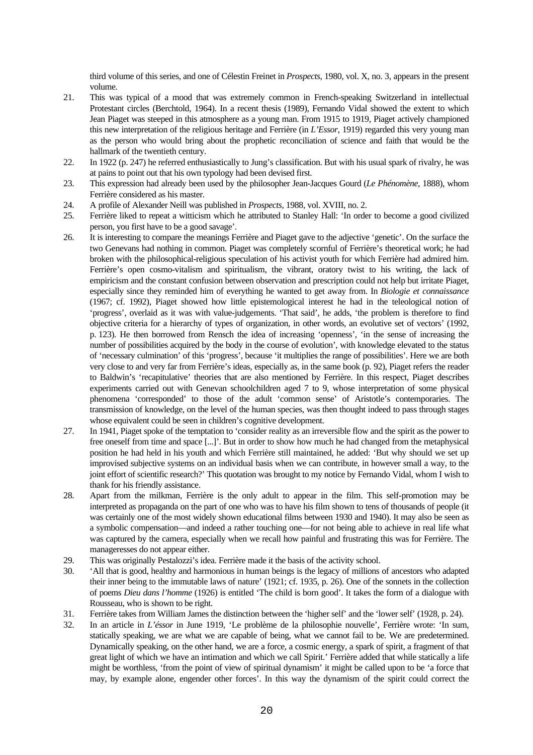third volume of this series, and one of Célestin Freinet in *Prospects*, 1980, vol. X, no. 3, appears in the present volume.

21. This was typical of a mood that was extremely common in French-speaking Switzerland in intellectual Protestant circles (Berchtold, 1964). In a recent thesis (1989), Fernando Vidal showed the extent to which Jean Piaget was steeped in this atmosphere as a young man. From 1915 to 1919, Piaget actively championed this new interpretation of the religious heritage and Ferrière (in *L'Essor*, 1919) regarded this very young man as the person who would bring about the prophetic reconciliation of science and faith that would be the hallmark of the twentieth century.
22. In 1922 (p. 247) he referred enthusiastically to Jung's classification. But with his usual spark of rivalry, he was at pains to point out that his own typology had been devised first.
23. This expression had already been used by the philosopher Jean-Jacques Gourd (*Le Phénomène*, 1888), whom Ferrière considered as his master.
24. A profile of Alexander Neill was published in *Prospects*, 1988, vol. XVIII, no. 2.
25. Ferrière liked to repeat a witticism which he attributed to Stanley Hall: 'In order to become a good civilized person, you first have to be a good savage'.
26. It is interesting to compare the meanings Ferrière and Piaget gave to the adjective 'genetic'. On the surface the two Genevans had nothing in common. Piaget was completely scornful of Ferrière's theoretical work; he had broken with the philosophical-religious speculation of his activist youth for which Ferrière had admired him. Ferrière's open cosmo-vitalism and spiritualism, the vibrant, oratory twist to his writing, the lack of empiricism and the constant confusion between observation and prescription could not help but irritate Piaget, especially since they reminded him of everything he wanted to get away from. In *Biologie et connaissance* (1967; cf. 1992), Piaget showed how little epistemological interest he had in the teleological notion of 'progress', overlaid as it was with value-judgements. 'That said', he adds, 'the problem is therefore to find objective criteria for a hierarchy of types of organization, in other words, an evolutive set of vectors' (1992, p. 123). He then borrowed from Rensch the idea of increasing 'openness', 'in the sense of increasing the number of possibilities acquired by the body in the course of evolution', with knowledge elevated to the status of 'necessary culmination' of this 'progress', because 'it multiplies the range of possibilities'. Here we are both very close to and very far from Ferrière's ideas, especially as, in the same book (p. 92), Piaget refers the reader to Baldwin's 'recapitulative' theories that are also mentioned by Ferrière. In this respect, Piaget describes experiments carried out with Genevan schoolchildren aged 7 to 9, whose interpretation of some physical phenomena 'corresponded' to those of the adult 'common sense' of Aristotle's contemporaries. The transmission of knowledge, on the level of the human species, was then thought indeed to pass through stages whose equivalent could be seen in children's cognitive development.
27. In 1941, Piaget spoke of the temptation to 'consider reality as an irreversible flow and the spirit as the power to free oneself from time and space [...]'. But in order to show how much he had changed from the metaphysical position he had held in his youth and which Ferrière still maintained, he added: 'But why should we set up improvised subjective systems on an individual basis when we can contribute, in however small a way, to the joint effort of scientific research?' This quotation was brought to my notice by Fernando Vidal, whom I wish to thank for his friendly assistance.
28. Apart from the milkman, Ferrière is the only adult to appear in the film. This self-promotion may be interpreted as propaganda on the part of one who was to have his film shown to tens of thousands of people (it was certainly one of the most widely shown educational films between 1930 and 1940). It may also be seen as a symbolic compensation—and indeed a rather touching one—for not being able to achieve in real life what was captured by the camera, especially when we recall how painful and frustrating this was for Ferrière. The manageresses do not appear either.
29. This was originally Pestalozzi's idea. Ferrière made it the basis of the activity school.
30. 'All that is good, healthy and harmonious in human beings is the legacy of millions of ancestors who adapted their inner being to the immutable laws of nature' (1921; cf. 1935, p. 26). One of the sonnets in the collection of poems *Dieu dans l'homme* (1926) is entitled 'The child is born good'. It takes the form of a dialogue with Rousseau, who is shown to be right.
31. Ferrière takes from William James the distinction between the 'higher self' and the 'lower self' (1928, p. 24).
32. In an article in *L'éssor* in June 1919, 'Le problème de la philosophie nouvelle', Ferrière wrote: 'In sum, statically speaking, we are what we are capable of being, what we cannot fail to be. We are predetermined. Dynamically speaking, on the other hand, we are a force, a cosmic energy, a spark of spirit, a fragment of that great light of which we have an intimation and which we call Spirit.' Ferrière added that while statically a life might be worthless, 'from the point of view of spiritual dynamism' it might be called upon to be 'a force that may, by example alone, engender other forces'. In this way the dynamism of the spirit could correct the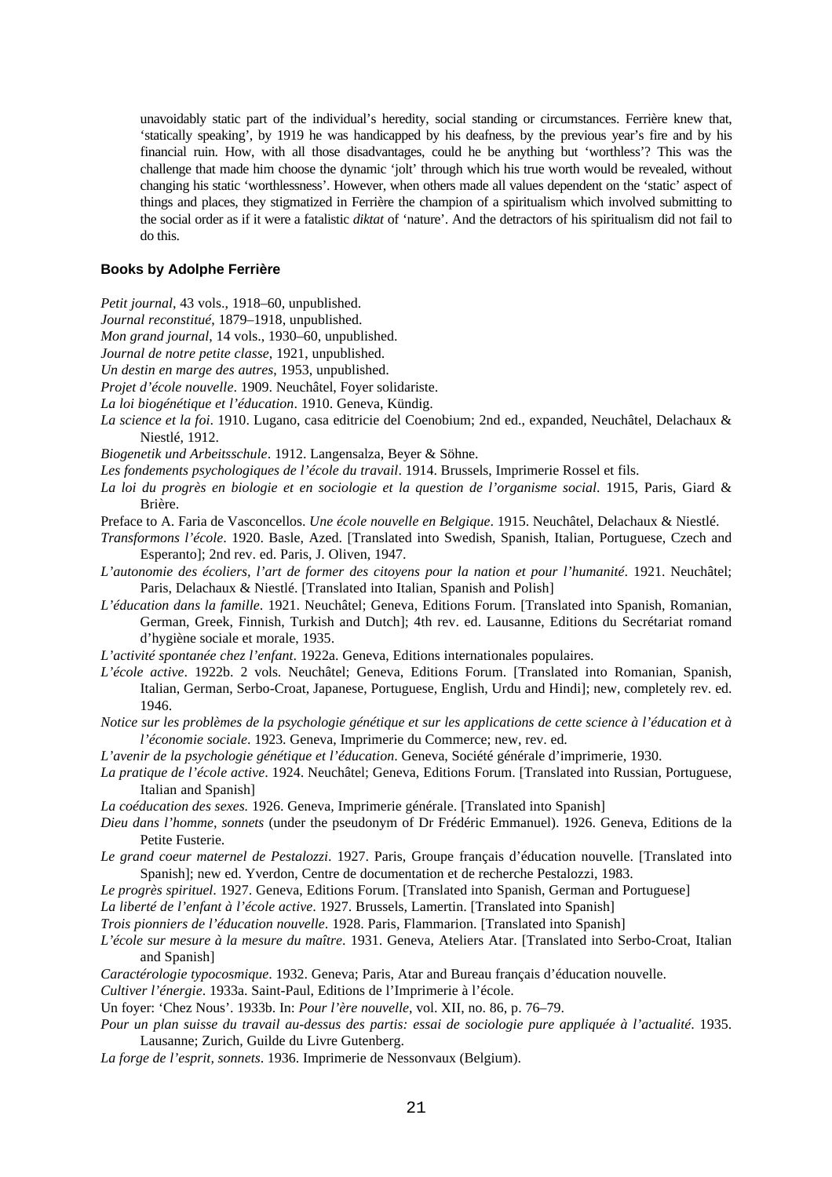unavoidably static part of the individual's heredity, social standing or circumstances. Ferrière knew that, 'statically speaking', by 1919 he was handicapped by his deafness, by the previous year's fire and by his financial ruin. How, with all those disadvantages, could he be anything but 'worthless'? This was the challenge that made him choose the dynamic 'jolt' through which his true worth would be revealed, without changing his static 'worthlessness'. However, when others made all values dependent on the 'static' aspect of things and places, they stigmatized in Ferrière the champion of a spiritualism which involved submitting to the social order as if it were a fatalistic *diktat* of 'nature'. And the detractors of his spiritualism did not fail to do this.

### Books by Adolphe Ferrière

*Petit journal*, 43 vols., 1918–60, unpublished.

*Journal reconstitué*, 1879–1918, unpublished.

*Mon grand journal*, 14 vols., 1930–60, unpublished.

*Journal de notre petite classe*, 1921, unpublished.

*Un destin en marge des autres*, 1953, unpublished.

*Projet d'école nouvelle*. 1909. Neuchâtel, Foyer solidariste.

*La loi biogénétique et l'éducation*. 1910. Geneva, Kündig.

*La science et la foi*. 1910. Lugano, casa editricie del Coenobium; 2nd ed., expanded, Neuchâtel, Delachaux & Niestlé, 1912.

*Biogenetik und Arbeitsschule*. 1912. Langensalza, Beyer & Söhne.

*Les fondements psychologiques de l'école du travail*. 1914. Brussels, Imprimerie Rossel et fils.

*La loi du progrès en biologie et en sociologie et la question de l'organisme social*. 1915, Paris, Giard & Brière.

Preface to A. Faria de Vasconcellos. *Une école nouvelle en Belgique*. 1915. Neuchâtel, Delachaux & Niestlé.

*Transformons l'école*. 1920. Basle, Azed. [Translated into Swedish, Spanish, Italian, Portuguese, Czech and Esperanto]; 2nd rev. ed. Paris, J. Oliven, 1947.

*L'autonomie des écoliers, l'art de former des citoyens pour la nation et pour l'humanité*. 1921. Neuchâtel; Paris, Delachaux & Niestlé. [Translated into Italian, Spanish and Polish]

*L'éducation dans la famille*. 1921. Neuchâtel; Geneva, Editions Forum. [Translated into Spanish, Romanian, German, Greek, Finnish, Turkish and Dutch]; 4th rev. ed. Lausanne, Editions du Secrétariat romand d'hygiène sociale et morale, 1935.

*L'activité spontanée chez l'enfant*. 1922a. Geneva, Editions internationales populaires.

*L'école active*. 1922b. 2 vols. Neuchâtel; Geneva, Editions Forum. [Translated into Romanian, Spanish, Italian, German, Serbo-Croat, Japanese, Portuguese, English, Urdu and Hindi]; new, completely rev. ed. 1946.

*Notice sur les problèmes de la psychologie génétique et sur les applications de cette science à l'éducation et à l'économie sociale*. 1923. Geneva, Imprimerie du Commerce; new, rev. ed.

*L'avenir de la psychologie génétique et l'éducation*. Geneva, Société générale d'imprimerie, 1930.

*La pratique de l'école active*. 1924. Neuchâtel; Geneva, Editions Forum. [Translated into Russian, Portuguese, Italian and Spanish]

*La coéducation des sexes.* 1926. Geneva, Imprimerie générale. [Translated into Spanish]

*Dieu dans l'homme, sonnets* (under the pseudonym of Dr Frédéric Emmanuel). 1926. Geneva, Editions de la Petite Fusterie.

*Le grand coeur maternel de Pestalozzi*. 1927. Paris, Groupe français d'éducation nouvelle. [Translated into Spanish]; new ed. Yverdon, Centre de documentation et de recherche Pestalozzi, 1983.

*Le progrès spirituel*. 1927. Geneva, Editions Forum. [Translated into Spanish, German and Portuguese]

*La liberté de l'enfant à l'école active*. 1927. Brussels, Lamertin. [Translated into Spanish]

*Trois pionniers de l'éducation nouvelle*. 1928. Paris, Flammarion. [Translated into Spanish]

*L'école sur mesure à la mesure du maître*. 1931. Geneva, Ateliers Atar. [Translated into Serbo-Croat, Italian and Spanish]

*Caractérologie typocosmique*. 1932. Geneva; Paris, Atar and Bureau français d'éducation nouvelle.

*Cultiver l'énergie*. 1933a. Saint-Paul, Editions de l'Imprimerie à l'école.

Un foyer: 'Chez Nous'. 1933b. In: *Pour l'ère nouvelle*, vol. XII, no. 86, p. 76–79.

*Pour un plan suisse du travail au-dessus des partis: essai de sociologie pure appliquée à l'actualité*. 1935. Lausanne; Zurich, Guilde du Livre Gutenberg.

*La forge de l'esprit, sonnets*. 1936. Imprimerie de Nessonvaux (Belgium).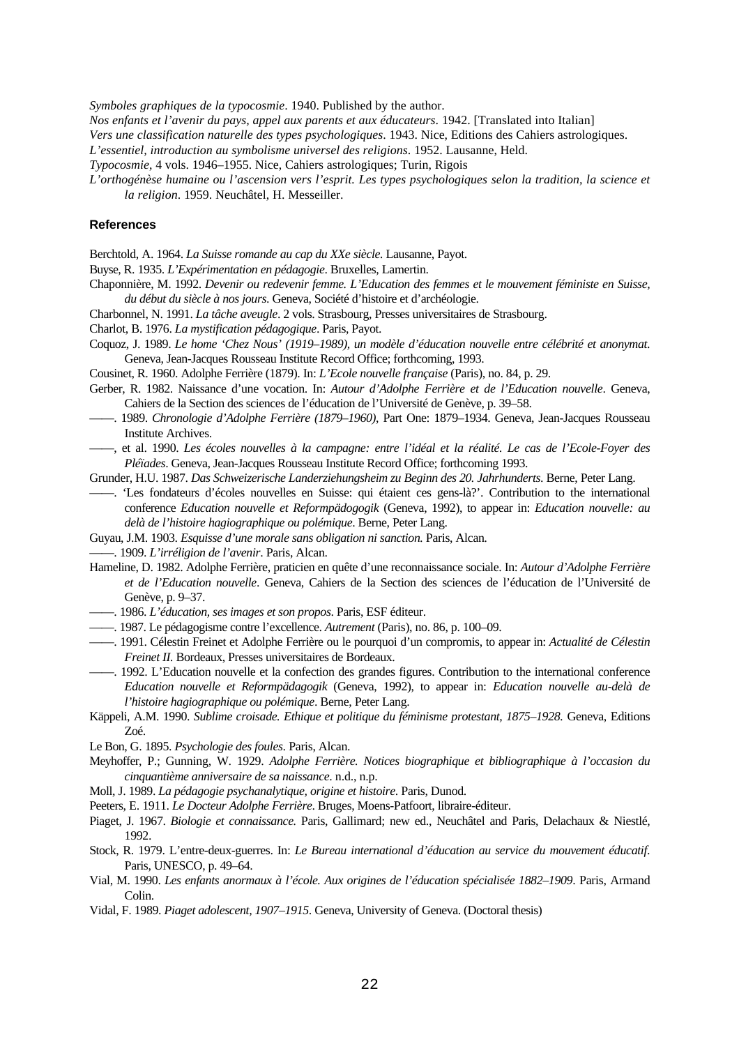*Symboles graphiques de la typocosmie*. 1940. Published by the author.

*Nos enfants et l'avenir du pays, appel aux parents et aux éducateurs*. 1942. [Translated into Italian]

*Vers une classification naturelle des types psychologiques*. 1943. Nice, Editions des Cahiers astrologiques.

*L'essentiel, introduction au symbolisme universel des religions*. 1952. Lausanne, Held.

*Typocosmie*, 4 vols. 1946–1955. Nice, Cahiers astrologiques; Turin, Rigois

*L'orthogénèse humaine ou l'ascension vers l'esprit. Les types psychologiques selon la tradition, la science et la religion*. 1959. Neuchâtel, H. Messeiller.

### References

Berchtold, A. 1964. *La Suisse romande au cap du XXe siècle.* Lausanne, Payot.

Buyse, R. 1935. *L'Expérimentation en pédagogie*. Bruxelles, Lamertin.

Chaponnière, M. 1992. *Devenir ou redevenir femme. L'Education des femmes et le mouvement féministe en Suisse, du début du siècle à nos jours.* Geneva, Société d'histoire et d'archéologie.

Charbonnel, N. 1991. *La tâche aveugle*. 2 vols. Strasbourg, Presses universitaires de Strasbourg.

Charlot, B. 1976. *La mystification pédagogique*. Paris, Payot.

Coquoz, J. 1989. *Le home 'Chez Nous' (1919–1989), un modèle d'éducation nouvelle entre célébrité et anonymat.* Geneva, Jean-Jacques Rousseau Institute Record Office; forthcoming, 1993.

Cousinet, R. 1960. Adolphe Ferrière (1879). In: *L'Ecole nouvelle française* (Paris), no. 84, p. 29.

Gerber, R. 1982. Naissance d'une vocation. In: *Autour d'Adolphe Ferrière et de l'Education nouvelle*. Geneva, Cahiers de la Section des sciences de l'éducation de l'Université de Genève, p. 39–58.

——. 1989. *Chronologie d'Adolphe Ferrière (1879–1960)*, Part One: 1879–1934. Geneva, Jean-Jacques Rousseau Institute Archives.

——, et al. 1990. *Les écoles nouvelles à la campagne: entre l'idéal et la réalité. Le cas de l'Ecole-Foyer des Pléïades*. Geneva, Jean-Jacques Rousseau Institute Record Office; forthcoming 1993.

Grunder, H.U. 1987. *Das Schweizerische Landerziehungsheim zu Beginn des 20. Jahrhunderts.* Berne, Peter Lang.

——. 'Les fondateurs d'écoles nouvelles en Suisse: qui étaient ces gens-là?'. Contribution to the international conference *Education nouvelle et Reformpädogogik* (Geneva, 1992), to appear in: *Education nouvelle: au delà de l'histoire hagiographique ou polémique*. Berne, Peter Lang.

Guyau, J.M. 1903. *Esquisse d'une morale sans obligation ni sanction.* Paris, Alcan.

——. 1909. *L'irréligion de l'avenir*. Paris, Alcan.

Hameline, D. 1982. Adolphe Ferrière, praticien en quête d'une reconnaissance sociale. In: *Autour d'Adolphe Ferrière et de l'Education nouvelle*. Geneva, Cahiers de la Section des sciences de l'éducation de l'Université de Genève, p. 9–37.

——. 1986. *L'éducation, ses images et son propos*. Paris, ESF éditeur.

——. 1987. Le pédagogisme contre l'excellence. *Autrement* (Paris), no. 86, p. 100–09.

——. 1991. Célestin Freinet et Adolphe Ferrière ou le pourquoi d'un compromis, to appear in: *Actualité de Célestin Freinet II.* Bordeaux, Presses universitaires de Bordeaux.

——. 1992. L'Education nouvelle et la confection des grandes figures. Contribution to the international conference *Education nouvelle et Reformpädagogik* (Geneva, 1992), to appear in: *Education nouvelle au-delà de l'histoire hagiographique ou polémique*. Berne, Peter Lang.

Käppeli, A.M. 1990. *Sublime croisade. Ethique et politique du féminisme protestant, 1875–1928.* Geneva, Editions Zoé.

Le Bon, G. 1895. *Psychologie des foules*. Paris, Alcan.

Meyhoffer, P.; Gunning, W. 1929. *Adolphe Ferrière. Notices biographique et bibliographique à l'occasion du cinquantième anniversaire de sa naissance.* n.d., n.p.

Moll, J. 1989. *La pédagogie psychanalytique, origine et histoire*. Paris, Dunod.

Peeters, E. 1911. *Le Docteur Adolphe Ferrière*. Bruges, Moens-Patfoort, libraire-éditeur.

Piaget, J. 1967. *Biologie et connaissance.* Paris, Gallimard; new ed., Neuchâtel and Paris, Delachaux & Niestlé, 1992.

Stock, R. 1979. L'entre-deux-guerres. In: *Le Bureau international d'éducation au service du mouvement éducatif*. Paris, UNESCO, p. 49–64.

Vial, M. 1990. *Les enfants anormaux à l'école. Aux origines de l'éducation spécialisée 1882–1909*. Paris, Armand Colin.

Vidal, F. 1989. *Piaget adolescent, 1907–1915*. Geneva, University of Geneva. (Doctoral thesis)